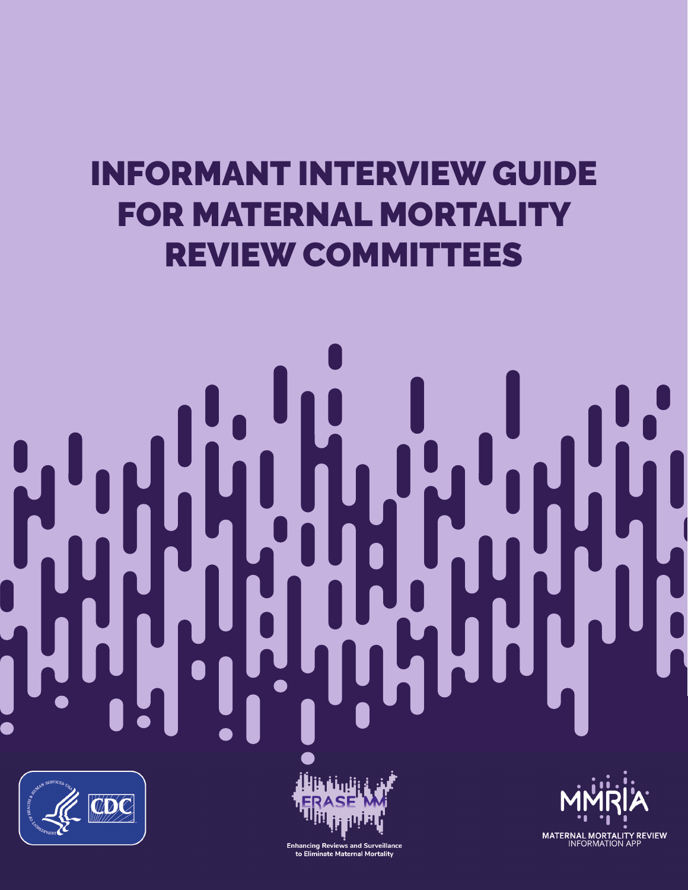# INFORMANT INTERVIEW GUIDE FOR MATERNAL MORTALITY REVIEW COMMITTEES

ERASE MM

Enhancing Reviews and Surveillance to Eliminate Maternal Mortality

MMRIA

MATERNAL MORTALITY REVIEW INFORMATION APP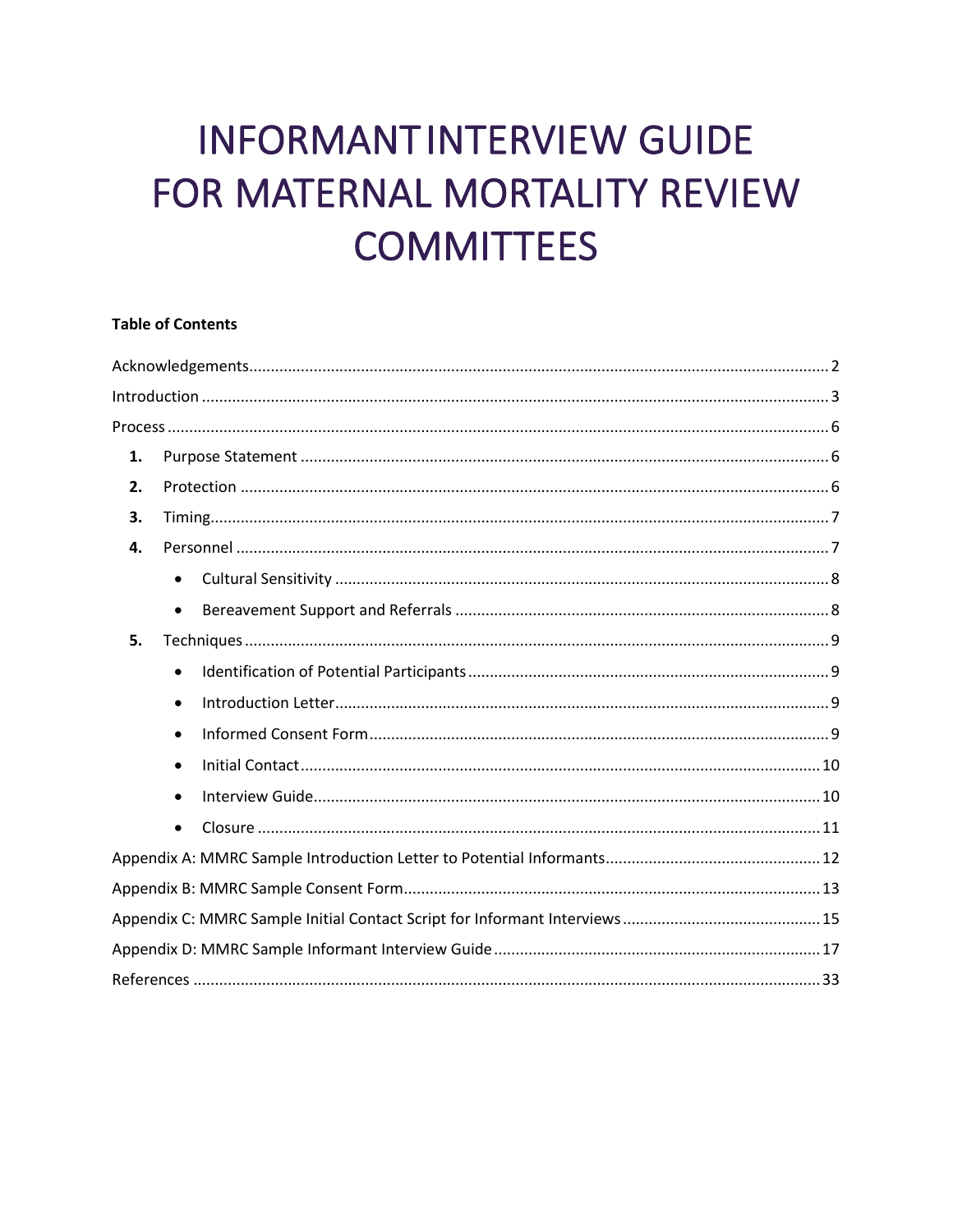# INFORMANT INTERVIEW GUIDE FOR MATERNAL MORTALITY REVIEW COMMITTEES

**Table of Contents**

Acknowledgements .......... 2

Introduction .......... 3

Process .......... 6

1. Purpose Statement .......... 6
2. Protection .......... 6
3. Timing .......... 7
4. Personnel .......... 7
   - Cultural Sensitivity .......... 8
   - Bereavement Support and Referrals .......... 8
5. Techniques .......... 9
   - Identification of Potential Participants .......... 9
   - Introduction Letter .......... 9
   - Informed Consent Form .......... 9
   - Initial Contact .......... 10
   - Interview Guide .......... 10
   - Closure .......... 11

Appendix A: MMRC Sample Introduction Letter to Potential Informants .......... 12

Appendix B: MMRC Sample Consent Form .......... 13

Appendix C: MMRC Sample Initial Contact Script for Informant Interviews .......... 15

Appendix D: MMRC Sample Informant Interview Guide .......... 17

References .......... 33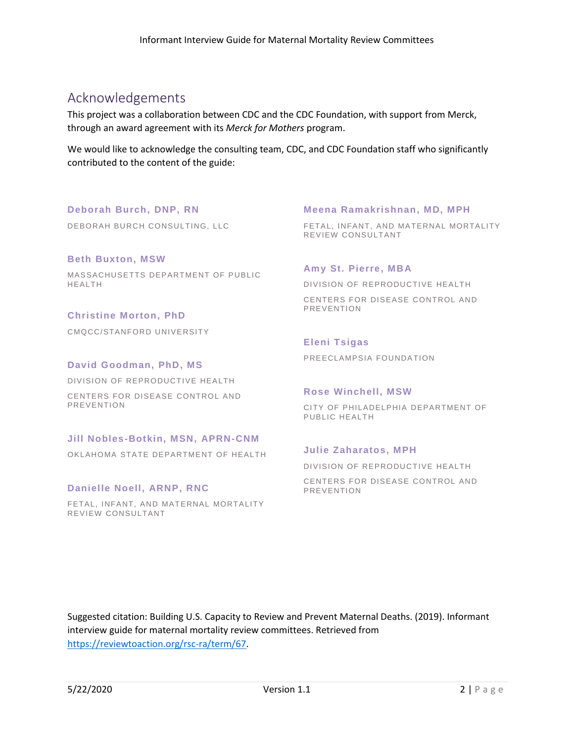## Acknowledgements

This project was a collaboration between CDC and the CDC Foundation, with support from Merck, through an award agreement with its *Merck for Mothers* program.

We would like to acknowledge the consulting team, CDC, and CDC Foundation staff who significantly contributed to the content of the guide:

**Deborah Burch, DNP, RN**
DEBORAH BURCH CONSULTING, LLC

**Beth Buxton, MSW**
MASSACHUSETTS DEPARTMENT OF PUBLIC HEALTH

**Christine Morton, PhD**
CMQCC/STANFORD UNIVERSITY

**David Goodman, PhD, MS**
DIVISION OF REPRODUCTIVE HEALTH
CENTERS FOR DISEASE CONTROL AND PREVENTION

**Jill Nobles-Botkin, MSN, APRN-CNM**
OKLAHOMA STATE DEPARTMENT OF HEALTH

**Danielle Noell, ARNP, RNC**
FETAL, INFANT, AND MATERNAL MORTALITY REVIEW CONSULTANT

**Meena Ramakrishnan, MD, MPH**
FETAL, INFANT, AND MATERNAL MORTALITY REVIEW CONSULTANT

**Amy St. Pierre, MBA**
DIVISION OF REPRODUCTIVE HEALTH
CENTERS FOR DISEASE CONTROL AND PREVENTION

**Eleni Tsigas**
PREECLAMPSIA FOUNDATION

**Rose Winchell, MSW**
CITY OF PHILADELPHIA DEPARTMENT OF PUBLIC HEALTH

**Julie Zaharatos, MPH**
DIVISION OF REPRODUCTIVE HEALTH
CENTERS FOR DISEASE CONTROL AND PREVENTION

Suggested citation: Building U.S. Capacity to Review and Prevent Maternal Deaths. (2019). Informant interview guide for maternal mortality review committees. Retrieved from https://reviewtoaction.org/rsc-ra/term/67.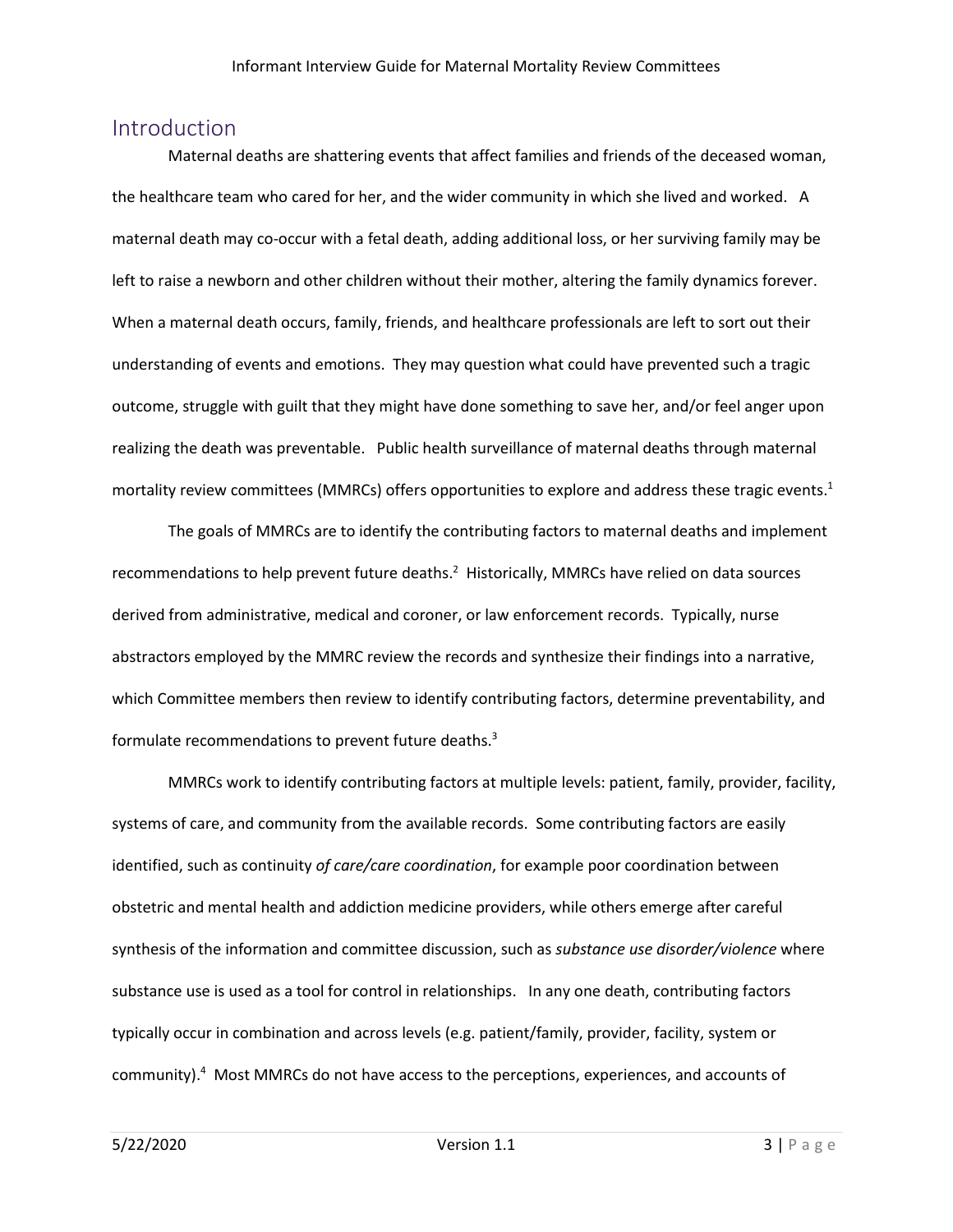## Introduction

Maternal deaths are shattering events that affect families and friends of the deceased woman, the healthcare team who cared for her, and the wider community in which she lived and worked. A maternal death may co-occur with a fetal death, adding additional loss, or her surviving family may be left to raise a newborn and other children without their mother, altering the family dynamics forever. When a maternal death occurs, family, friends, and healthcare professionals are left to sort out their understanding of events and emotions. They may question what could have prevented such a tragic outcome, struggle with guilt that they might have done something to save her, and/or feel anger upon realizing the death was preventable. Public health surveillance of maternal deaths through maternal mortality review committees (MMRCs) offers opportunities to explore and address these tragic events.[1]

The goals of MMRCs are to identify the contributing factors to maternal deaths and implement recommendations to help prevent future deaths.[2] Historically, MMRCs have relied on data sources derived from administrative, medical and coroner, or law enforcement records. Typically, nurse abstractors employed by the MMRC review the records and synthesize their findings into a narrative, which Committee members then review to identify contributing factors, determine preventability, and formulate recommendations to prevent future deaths.[3]

MMRCs work to identify contributing factors at multiple levels: patient, family, provider, facility, systems of care, and community from the available records. Some contributing factors are easily identified, such as continuity *of care/care coordination*, for example poor coordination between obstetric and mental health and addiction medicine providers, while others emerge after careful synthesis of the information and committee discussion, such as *substance use disorder/violence* where substance use is used as a tool for control in relationships. In any one death, contributing factors typically occur in combination and across levels (e.g. patient/family, provider, facility, system or community).[4] Most MMRCs do not have access to the perceptions, experiences, and accounts of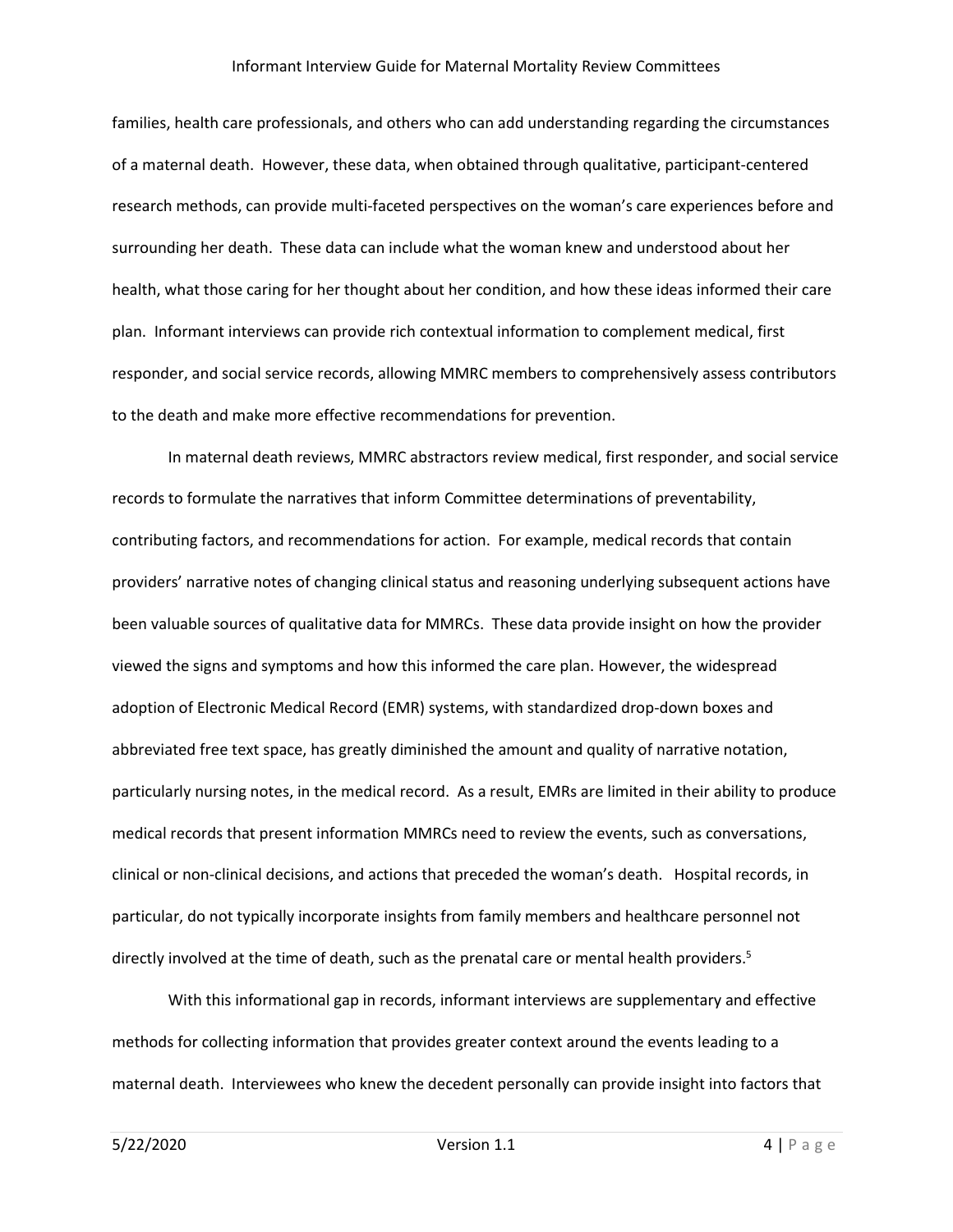families, health care professionals, and others who can add understanding regarding the circumstances of a maternal death. However, these data, when obtained through qualitative, participant-centered research methods, can provide multi-faceted perspectives on the woman's care experiences before and surrounding her death. These data can include what the woman knew and understood about her health, what those caring for her thought about her condition, and how these ideas informed their care plan. Informant interviews can provide rich contextual information to complement medical, first responder, and social service records, allowing MMRC members to comprehensively assess contributors to the death and make more effective recommendations for prevention.

In maternal death reviews, MMRC abstractors review medical, first responder, and social service records to formulate the narratives that inform Committee determinations of preventability, contributing factors, and recommendations for action. For example, medical records that contain providers' narrative notes of changing clinical status and reasoning underlying subsequent actions have been valuable sources of qualitative data for MMRCs. These data provide insight on how the provider viewed the signs and symptoms and how this informed the care plan. However, the widespread adoption of Electronic Medical Record (EMR) systems, with standardized drop-down boxes and abbreviated free text space, has greatly diminished the amount and quality of narrative notation, particularly nursing notes, in the medical record. As a result, EMRs are limited in their ability to produce medical records that present information MMRCs need to review the events, such as conversations, clinical or non-clinical decisions, and actions that preceded the woman's death. Hospital records, in particular, do not typically incorporate insights from family members and healthcare personnel not directly involved at the time of death, such as the prenatal care or mental health providers.[5]

With this informational gap in records, informant interviews are supplementary and effective methods for collecting information that provides greater context around the events leading to a maternal death. Interviewees who knew the decedent personally can provide insight into factors that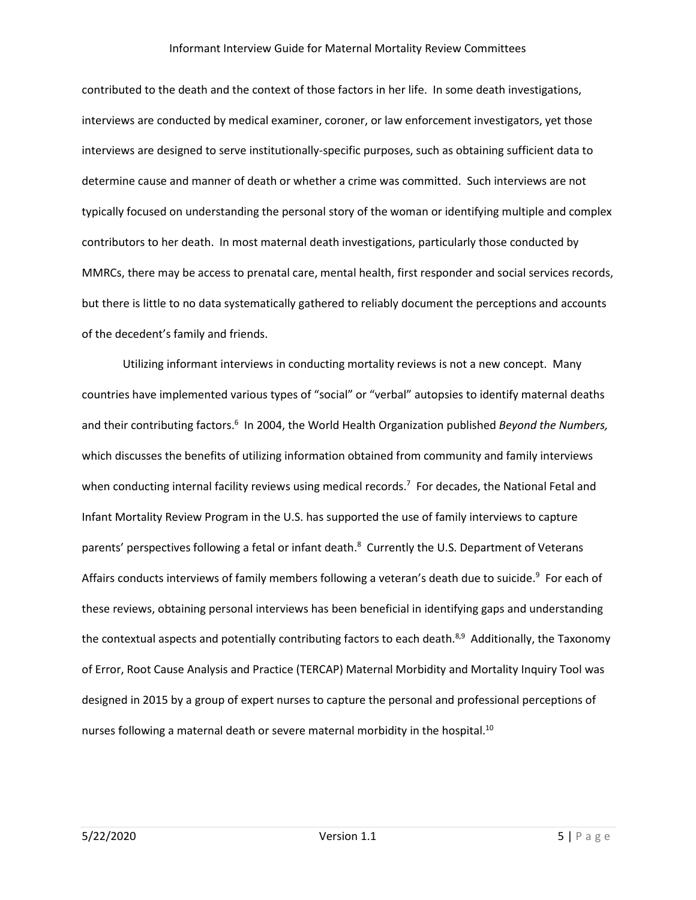contributed to the death and the context of those factors in her life. In some death investigations, interviews are conducted by medical examiner, coroner, or law enforcement investigators, yet those interviews are designed to serve institutionally-specific purposes, such as obtaining sufficient data to determine cause and manner of death or whether a crime was committed. Such interviews are not typically focused on understanding the personal story of the woman or identifying multiple and complex contributors to her death. In most maternal death investigations, particularly those conducted by MMRCs, there may be access to prenatal care, mental health, first responder and social services records, but there is little to no data systematically gathered to reliably document the perceptions and accounts of the decedent's family and friends.

Utilizing informant interviews in conducting mortality reviews is not a new concept. Many countries have implemented various types of "social" or "verbal" autopsies to identify maternal deaths and their contributing factors.[6] In 2004, the World Health Organization published *Beyond the Numbers,* which discusses the benefits of utilizing information obtained from community and family interviews when conducting internal facility reviews using medical records.[7] For decades, the National Fetal and Infant Mortality Review Program in the U.S. has supported the use of family interviews to capture parents' perspectives following a fetal or infant death.[8] Currently the U.S. Department of Veterans Affairs conducts interviews of family members following a veteran's death due to suicide.[9] For each of these reviews, obtaining personal interviews has been beneficial in identifying gaps and understanding the contextual aspects and potentially contributing factors to each death.[8,9] Additionally, the Taxonomy of Error, Root Cause Analysis and Practice (TERCAP) Maternal Morbidity and Mortality Inquiry Tool was designed in 2015 by a group of expert nurses to capture the personal and professional perceptions of nurses following a maternal death or severe maternal morbidity in the hospital.[10]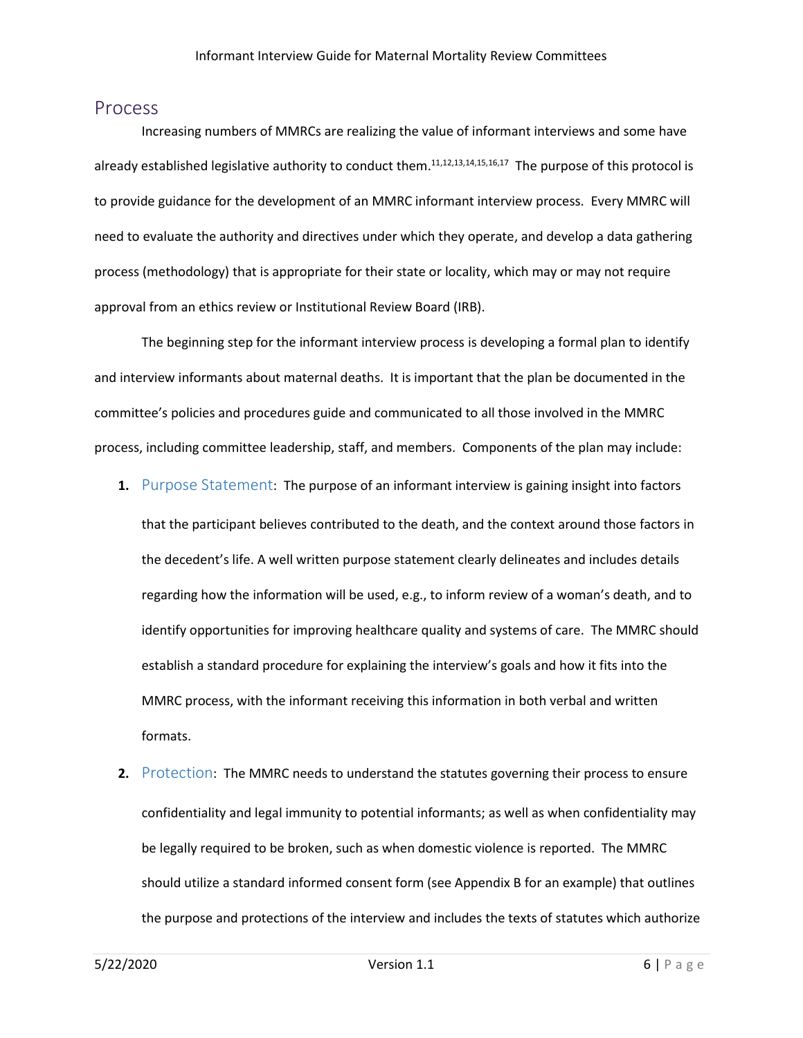## Process

Increasing numbers of MMRCs are realizing the value of informant interviews and some have already established legislative authority to conduct them.[11,12,13,14,15,16,17] The purpose of this protocol is to provide guidance for the development of an MMRC informant interview process. Every MMRC will need to evaluate the authority and directives under which they operate, and develop a data gathering process (methodology) that is appropriate for their state or locality, which may or may not require approval from an ethics review or Institutional Review Board (IRB).

The beginning step for the informant interview process is developing a formal plan to identify and interview informants about maternal deaths. It is important that the plan be documented in the committee's policies and procedures guide and communicated to all those involved in the MMRC process, including committee leadership, staff, and members. Components of the plan may include:

1. **Purpose Statement**: The purpose of an informant interview is gaining insight into factors that the participant believes contributed to the death, and the context around those factors in the decedent's life. A well written purpose statement clearly delineates and includes details regarding how the information will be used, e.g., to inform review of a woman's death, and to identify opportunities for improving healthcare quality and systems of care. The MMRC should establish a standard procedure for explaining the interview's goals and how it fits into the MMRC process, with the informant receiving this information in both verbal and written formats.

2. **Protection**: The MMRC needs to understand the statutes governing their process to ensure confidentiality and legal immunity to potential informants; as well as when confidentiality may be legally required to be broken, such as when domestic violence is reported. The MMRC should utilize a standard informed consent form (see Appendix B for an example) that outlines the purpose and protections of the interview and includes the texts of statutes which authorize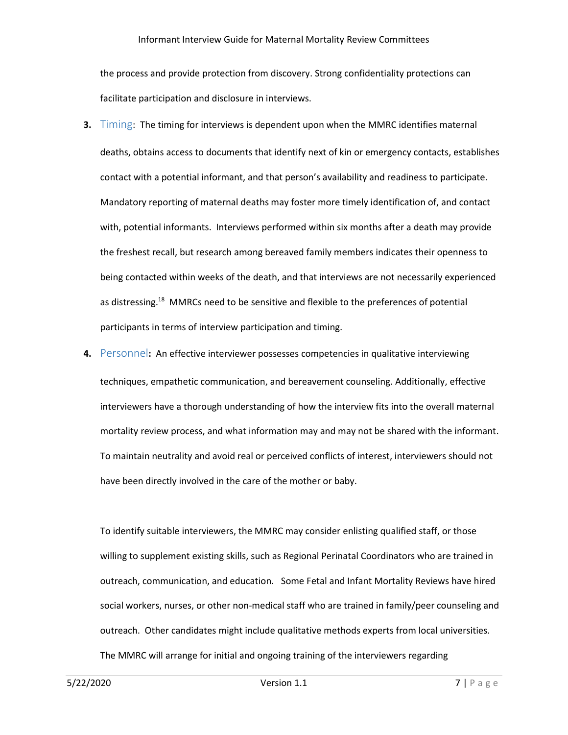the process and provide protection from discovery. Strong confidentiality protections can facilitate participation and disclosure in interviews.

3. **Timing**: The timing for interviews is dependent upon when the MMRC identifies maternal deaths, obtains access to documents that identify next of kin or emergency contacts, establishes contact with a potential informant, and that person's availability and readiness to participate. Mandatory reporting of maternal deaths may foster more timely identification of, and contact with, potential informants. Interviews performed within six months after a death may provide the freshest recall, but research among bereaved family members indicates their openness to being contacted within weeks of the death, and that interviews are not necessarily experienced as distressing.[18] MMRCs need to be sensitive and flexible to the preferences of potential participants in terms of interview participation and timing.

4. **Personnel:** An effective interviewer possesses competencies in qualitative interviewing techniques, empathetic communication, and bereavement counseling. Additionally, effective interviewers have a thorough understanding of how the interview fits into the overall maternal mortality review process, and what information may and may not be shared with the informant. To maintain neutrality and avoid real or perceived conflicts of interest, interviewers should not have been directly involved in the care of the mother or baby.

   To identify suitable interviewers, the MMRC may consider enlisting qualified staff, or those willing to supplement existing skills, such as Regional Perinatal Coordinators who are trained in outreach, communication, and education. Some Fetal and Infant Mortality Reviews have hired social workers, nurses, or other non-medical staff who are trained in family/peer counseling and outreach. Other candidates might include qualitative methods experts from local universities. The MMRC will arrange for initial and ongoing training of the interviewers regarding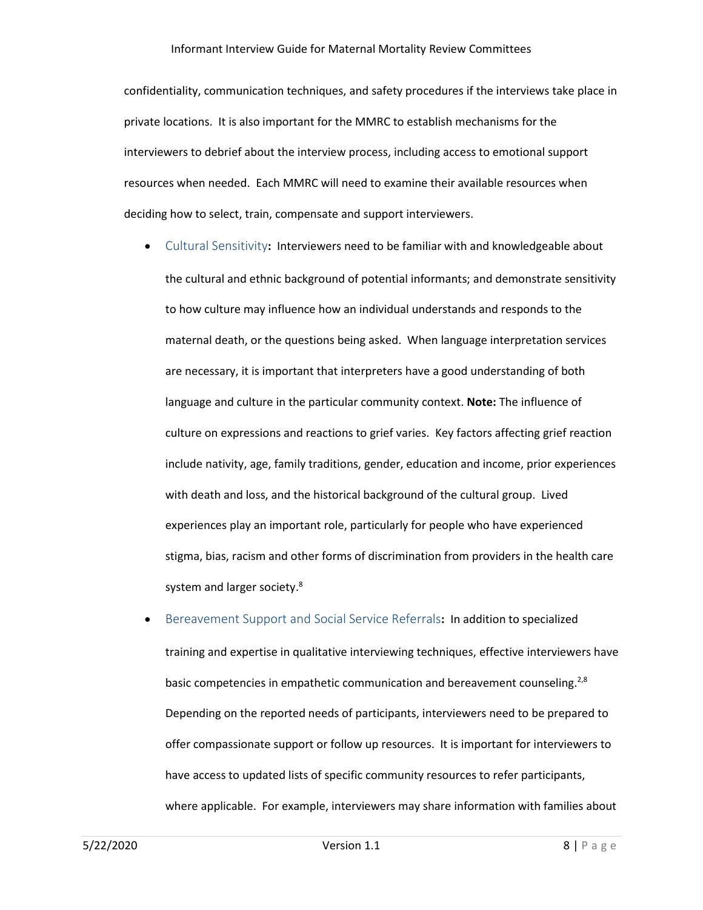confidentiality, communication techniques, and safety procedures if the interviews take place in private locations. It is also important for the MMRC to establish mechanisms for the interviewers to debrief about the interview process, including access to emotional support resources when needed. Each MMRC will need to examine their available resources when deciding how to select, train, compensate and support interviewers.

- Cultural Sensitivity**:** Interviewers need to be familiar with and knowledgeable about the cultural and ethnic background of potential informants; and demonstrate sensitivity to how culture may influence how an individual understands and responds to the maternal death, or the questions being asked. When language interpretation services are necessary, it is important that interpreters have a good understanding of both language and culture in the particular community context. **Note:** The influence of culture on expressions and reactions to grief varies. Key factors affecting grief reaction include nativity, age, family traditions, gender, education and income, prior experiences with death and loss, and the historical background of the cultural group. Lived experiences play an important role, particularly for people who have experienced stigma, bias, racism and other forms of discrimination from providers in the health care system and larger society.[8]
- Bereavement Support and Social Service Referrals**:** In addition to specialized training and expertise in qualitative interviewing techniques, effective interviewers have basic competencies in empathetic communication and bereavement counseling.[2,8] Depending on the reported needs of participants, interviewers need to be prepared to offer compassionate support or follow up resources. It is important for interviewers to have access to updated lists of specific community resources to refer participants, where applicable. For example, interviewers may share information with families about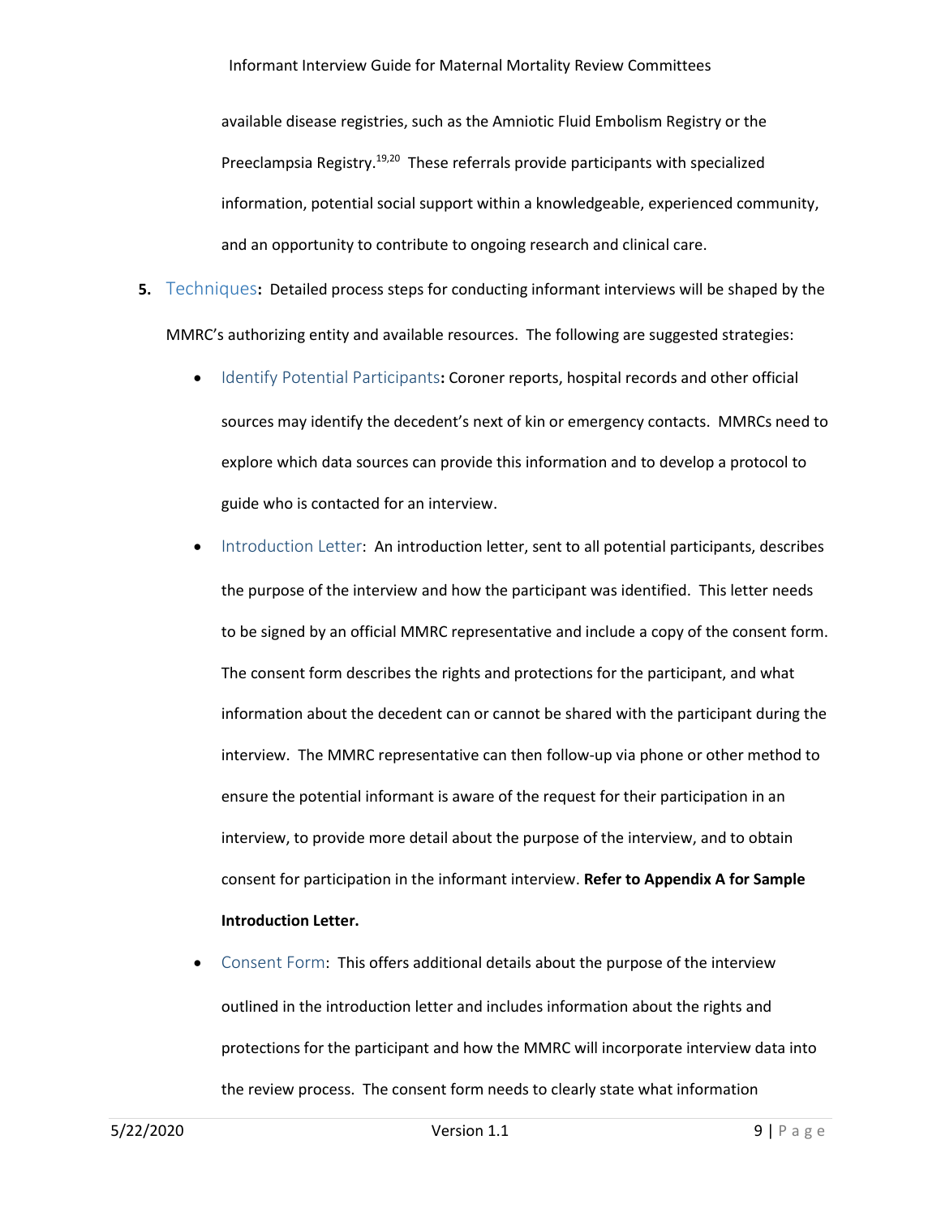available disease registries, such as the Amniotic Fluid Embolism Registry or the Preeclampsia Registry.[19,20] These referrals provide participants with specialized information, potential social support within a knowledgeable, experienced community, and an opportunity to contribute to ongoing research and clinical care.

5. **Techniques:** Detailed process steps for conducting informant interviews will be shaped by the MMRC's authorizing entity and available resources. The following are suggested strategies:

   - **Identify Potential Participants:** Coroner reports, hospital records and other official sources may identify the decedent's next of kin or emergency contacts. MMRCs need to explore which data sources can provide this information and to develop a protocol to guide who is contacted for an interview.
   - **Introduction Letter:** An introduction letter, sent to all potential participants, describes the purpose of the interview and how the participant was identified. This letter needs to be signed by an official MMRC representative and include a copy of the consent form. The consent form describes the rights and protections for the participant, and what information about the decedent can or cannot be shared with the participant during the interview. The MMRC representative can then follow-up via phone or other method to ensure the potential informant is aware of the request for their participation in an interview, to provide more detail about the purpose of the interview, and to obtain consent for participation in the informant interview. **Refer to Appendix A for Sample Introduction Letter.**
   - **Consent Form:** This offers additional details about the purpose of the interview outlined in the introduction letter and includes information about the rights and protections for the participant and how the MMRC will incorporate interview data into the review process. The consent form needs to clearly state what information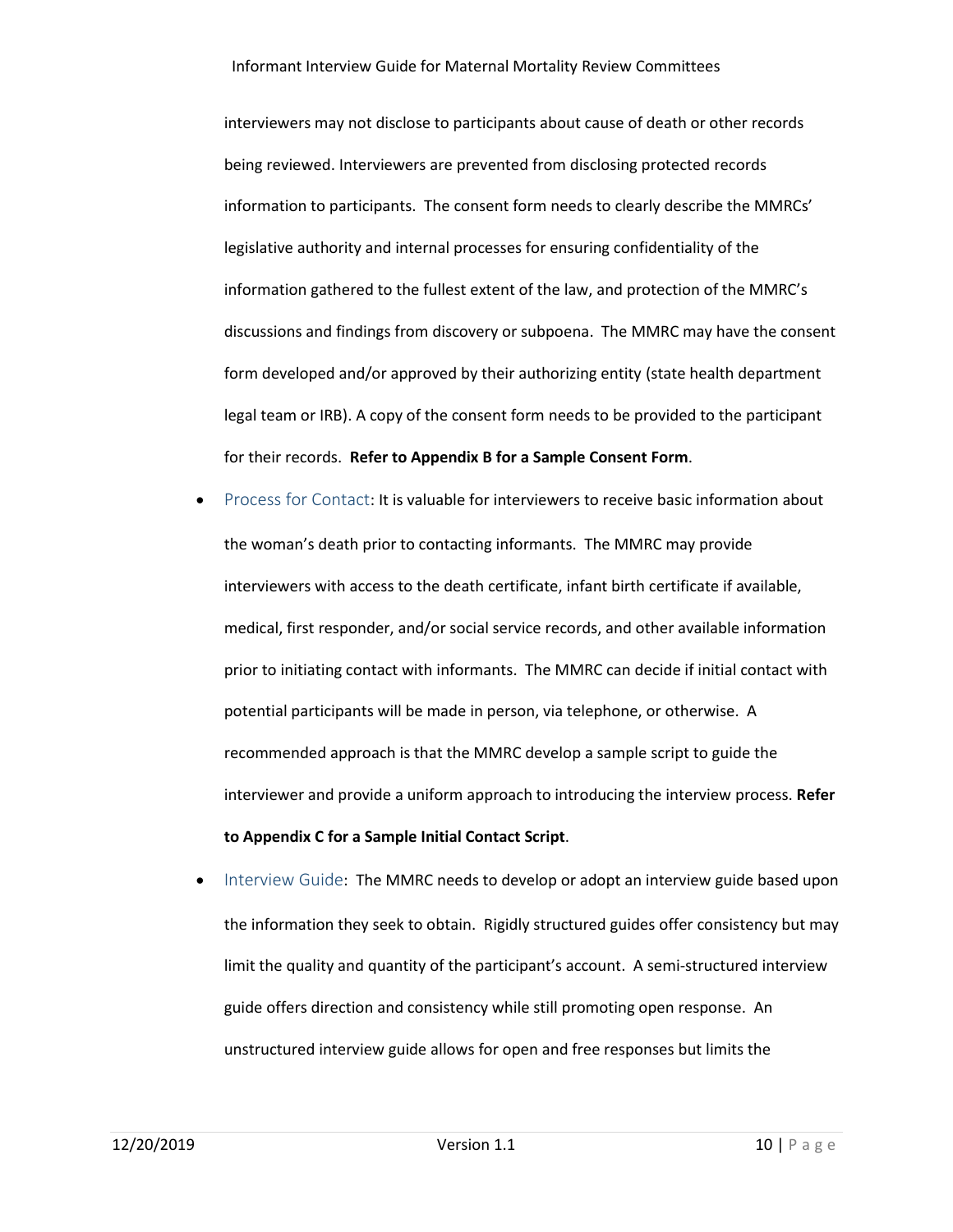interviewers may not disclose to participants about cause of death or other records being reviewed. Interviewers are prevented from disclosing protected records information to participants. The consent form needs to clearly describe the MMRCs' legislative authority and internal processes for ensuring confidentiality of the information gathered to the fullest extent of the law, and protection of the MMRC's discussions and findings from discovery or subpoena. The MMRC may have the consent form developed and/or approved by their authorizing entity (state health department legal team or IRB). A copy of the consent form needs to be provided to the participant for their records. **Refer to Appendix B for a Sample Consent Form**.

- Process for Contact: It is valuable for interviewers to receive basic information about the woman's death prior to contacting informants. The MMRC may provide interviewers with access to the death certificate, infant birth certificate if available, medical, first responder, and/or social service records, and other available information prior to initiating contact with informants. The MMRC can decide if initial contact with potential participants will be made in person, via telephone, or otherwise. A recommended approach is that the MMRC develop a sample script to guide the interviewer and provide a uniform approach to introducing the interview process. **Refer to Appendix C for a Sample Initial Contact Script**.
- Interview Guide: The MMRC needs to develop or adopt an interview guide based upon the information they seek to obtain. Rigidly structured guides offer consistency but may limit the quality and quantity of the participant's account. A semi-structured interview guide offers direction and consistency while still promoting open response. An unstructured interview guide allows for open and free responses but limits the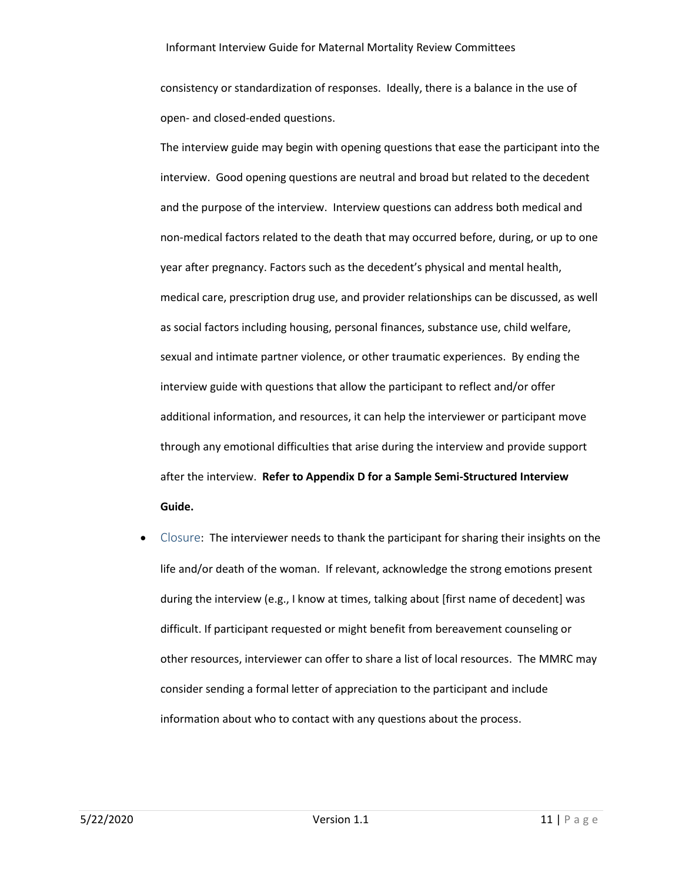consistency or standardization of responses. Ideally, there is a balance in the use of open- and closed-ended questions.

The interview guide may begin with opening questions that ease the participant into the interview. Good opening questions are neutral and broad but related to the decedent and the purpose of the interview. Interview questions can address both medical and non-medical factors related to the death that may occurred before, during, or up to one year after pregnancy. Factors such as the decedent's physical and mental health, medical care, prescription drug use, and provider relationships can be discussed, as well as social factors including housing, personal finances, substance use, child welfare, sexual and intimate partner violence, or other traumatic experiences. By ending the interview guide with questions that allow the participant to reflect and/or offer additional information, and resources, it can help the interviewer or participant move through any emotional difficulties that arise during the interview and provide support after the interview. **Refer to Appendix D for a Sample Semi-Structured Interview Guide.**

- Closure: The interviewer needs to thank the participant for sharing their insights on the life and/or death of the woman. If relevant, acknowledge the strong emotions present during the interview (e.g., I know at times, talking about [first name of decedent] was difficult. If participant requested or might benefit from bereavement counseling or other resources, interviewer can offer to share a list of local resources. The MMRC may consider sending a formal letter of appreciation to the participant and include information about who to contact with any questions about the process.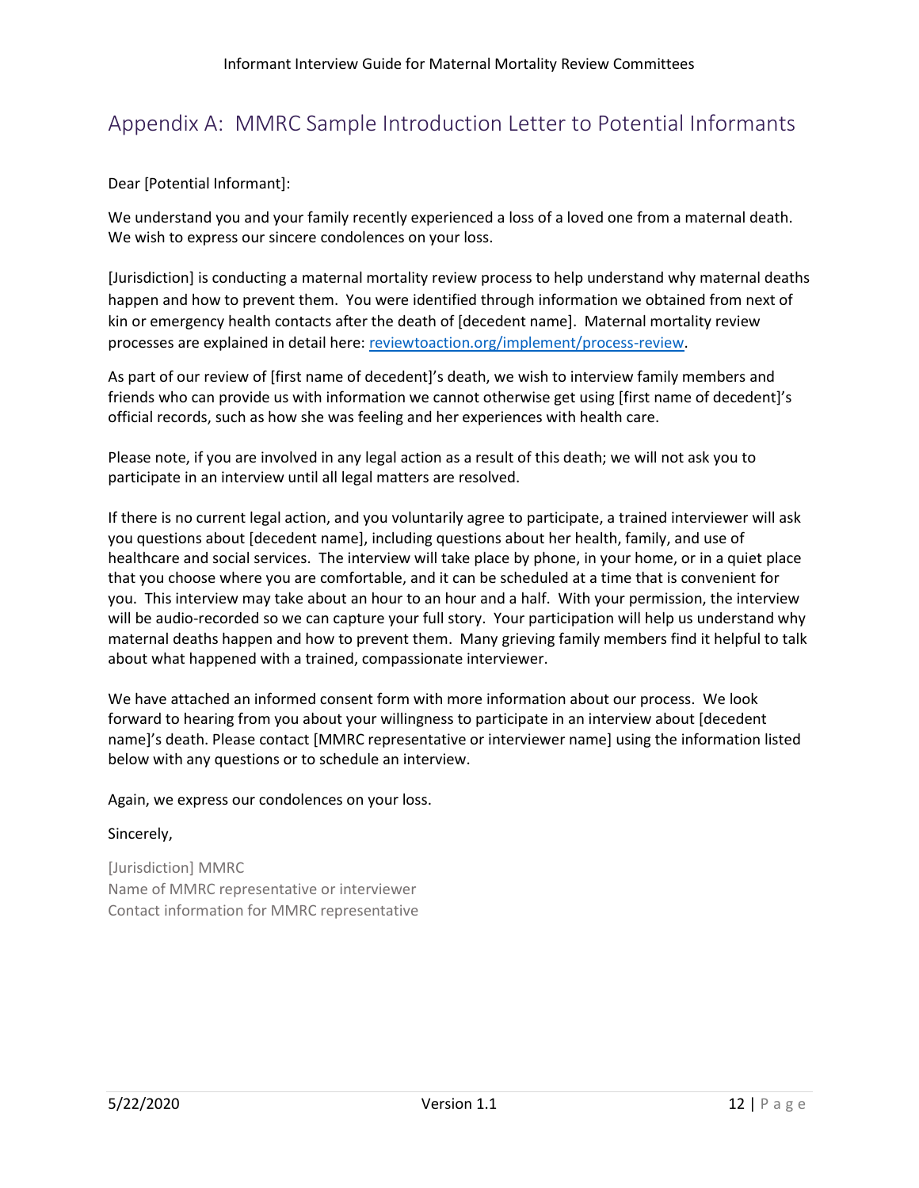# Appendix A: MMRC Sample Introduction Letter to Potential Informants

Dear [Potential Informant]:

We understand you and your family recently experienced a loss of a loved one from a maternal death. We wish to express our sincere condolences on your loss.

[Jurisdiction] is conducting a maternal mortality review process to help understand why maternal deaths happen and how to prevent them. You were identified through information we obtained from next of kin or emergency health contacts after the death of [decedent name]. Maternal mortality review processes are explained in detail here: [reviewtoaction.org/implement/process-review](reviewtoaction.org/implement/process-review).

As part of our review of [first name of decedent]'s death, we wish to interview family members and friends who can provide us with information we cannot otherwise get using [first name of decedent]'s official records, such as how she was feeling and her experiences with health care.

Please note, if you are involved in any legal action as a result of this death; we will not ask you to participate in an interview until all legal matters are resolved.

If there is no current legal action, and you voluntarily agree to participate, a trained interviewer will ask you questions about [decedent name], including questions about her health, family, and use of healthcare and social services. The interview will take place by phone, in your home, or in a quiet place that you choose where you are comfortable, and it can be scheduled at a time that is convenient for you. This interview may take about an hour to an hour and a half. With your permission, the interview will be audio-recorded so we can capture your full story. Your participation will help us understand why maternal deaths happen and how to prevent them. Many grieving family members find it helpful to talk about what happened with a trained, compassionate interviewer.

We have attached an informed consent form with more information about our process. We look forward to hearing from you about your willingness to participate in an interview about [decedent name]'s death. Please contact [MMRC representative or interviewer name] using the information listed below with any questions or to schedule an interview.

Again, we express our condolences on your loss.

Sincerely,

[Jurisdiction] MMRC
Name of MMRC representative or interviewer
Contact information for MMRC representative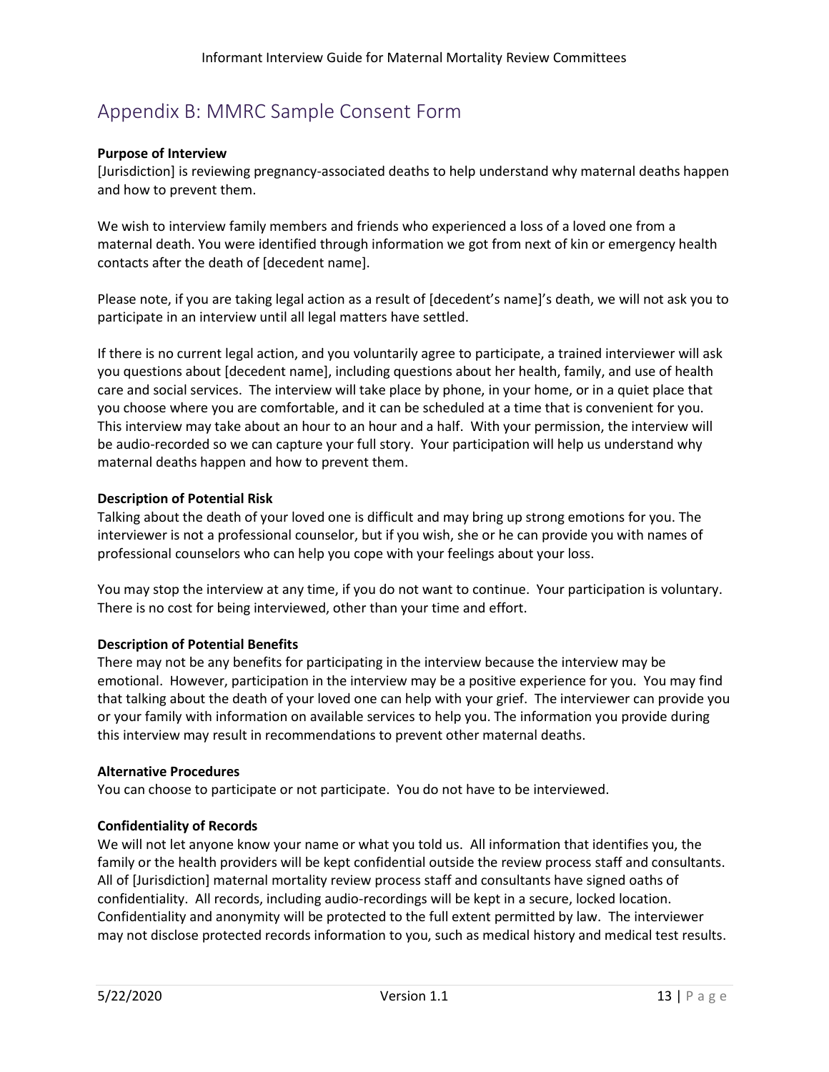## Appendix B: MMRC Sample Consent Form

**Purpose of Interview**

[Jurisdiction] is reviewing pregnancy-associated deaths to help understand why maternal deaths happen and how to prevent them.

We wish to interview family members and friends who experienced a loss of a loved one from a maternal death. You were identified through information we got from next of kin or emergency health contacts after the death of [decedent name].

Please note, if you are taking legal action as a result of [decedent's name]'s death, we will not ask you to participate in an interview until all legal matters have settled.

If there is no current legal action, and you voluntarily agree to participate, a trained interviewer will ask you questions about [decedent name], including questions about her health, family, and use of health care and social services. The interview will take place by phone, in your home, or in a quiet place that you choose where you are comfortable, and it can be scheduled at a time that is convenient for you. This interview may take about an hour to an hour and a half. With your permission, the interview will be audio-recorded so we can capture your full story. Your participation will help us understand why maternal deaths happen and how to prevent them.

**Description of Potential Risk**

Talking about the death of your loved one is difficult and may bring up strong emotions for you. The interviewer is not a professional counselor, but if you wish, she or he can provide you with names of professional counselors who can help you cope with your feelings about your loss.

You may stop the interview at any time, if you do not want to continue. Your participation is voluntary. There is no cost for being interviewed, other than your time and effort.

**Description of Potential Benefits**

There may not be any benefits for participating in the interview because the interview may be emotional. However, participation in the interview may be a positive experience for you. You may find that talking about the death of your loved one can help with your grief. The interviewer can provide you or your family with information on available services to help you. The information you provide during this interview may result in recommendations to prevent other maternal deaths.

**Alternative Procedures**

You can choose to participate or not participate. You do not have to be interviewed.

**Confidentiality of Records**

We will not let anyone know your name or what you told us. All information that identifies you, the family or the health providers will be kept confidential outside the review process staff and consultants. All of [Jurisdiction] maternal mortality review process staff and consultants have signed oaths of confidentiality. All records, including audio-recordings will be kept in a secure, locked location. Confidentiality and anonymity will be protected to the full extent permitted by law. The interviewer may not disclose protected records information to you, such as medical history and medical test results.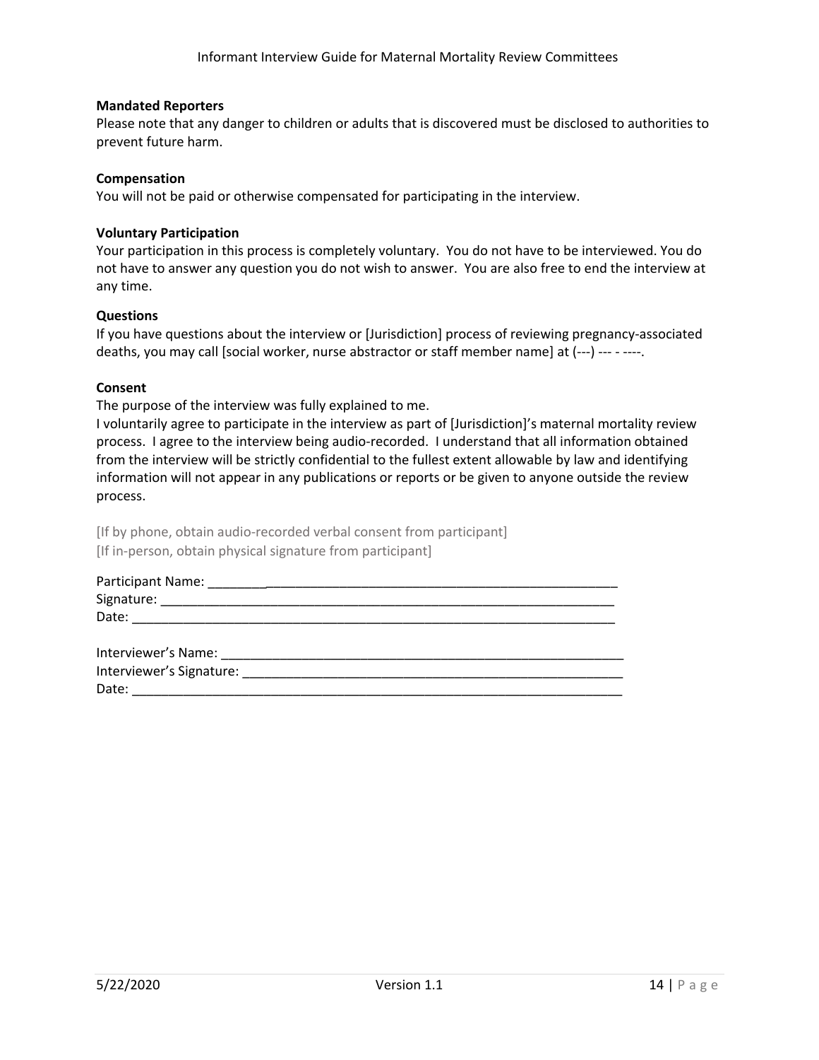**Mandated Reporters**

Please note that any danger to children or adults that is discovered must be disclosed to authorities to prevent future harm.

**Compensation**

You will not be paid or otherwise compensated for participating in the interview.

**Voluntary Participation**

Your participation in this process is completely voluntary. You do not have to be interviewed. You do not have to answer any question you do not wish to answer. You are also free to end the interview at any time.

**Questions**

If you have questions about the interview or [Jurisdiction] process of reviewing pregnancy-associated deaths, you may call [social worker, nurse abstractor or staff member name] at (---) --- - ----.

**Consent**

The purpose of the interview was fully explained to me.

I voluntarily agree to participate in the interview as part of [Jurisdiction]'s maternal mortality review process. I agree to the interview being audio-recorded. I understand that all information obtained from the interview will be strictly confidential to the fullest extent allowable by law and identifying information will not appear in any publications or reports or be given to anyone outside the review process.

[If by phone, obtain audio-recorded verbal consent from participant]
[If in-person, obtain physical signature from participant]

Participant Name: ____________________________________________________________
Signature: __________________________________________________________________
Date: ______________________________________________________________________

Interviewer's Name: ___________________________________________________________
Interviewer's Signature: ________________________________________________________
Date: ______________________________________________________________________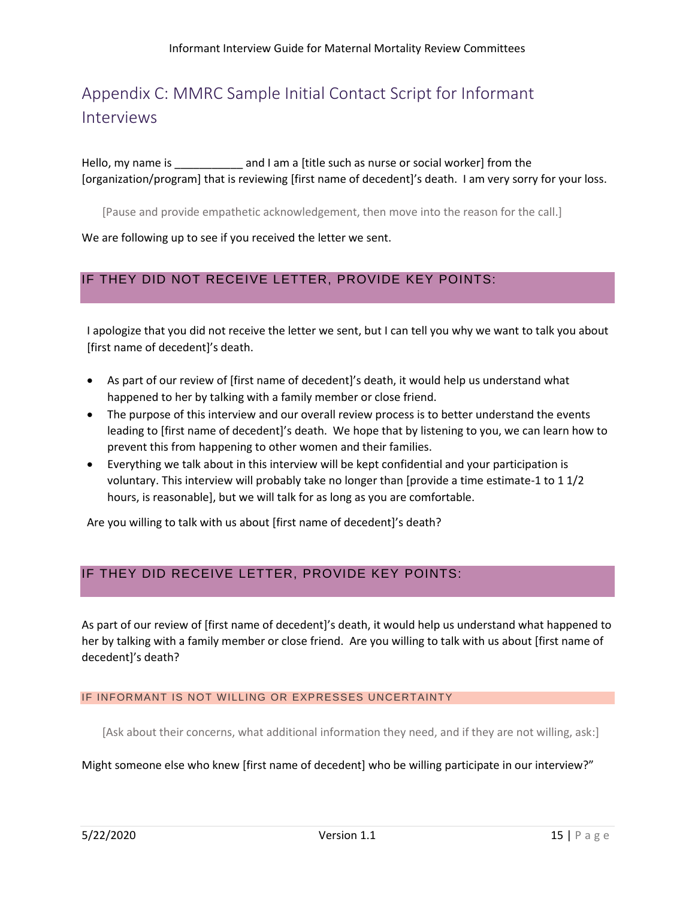# Appendix C: MMRC Sample Initial Contact Script for Informant Interviews

Hello, my name is ___________ and I am a [title such as nurse or social worker] from the [organization/program] that is reviewing [first name of decedent]'s death. I am very sorry for your loss.

[Pause and provide empathetic acknowledgement, then move into the reason for the call.]

We are following up to see if you received the letter we sent.

## IF THEY DID NOT RECEIVE LETTER, PROVIDE KEY POINTS:

I apologize that you did not receive the letter we sent, but I can tell you why we want to talk you about [first name of decedent]'s death.

- As part of our review of [first name of decedent]'s death, it would help us understand what happened to her by talking with a family member or close friend.
- The purpose of this interview and our overall review process is to better understand the events leading to [first name of decedent]'s death. We hope that by listening to you, we can learn how to prevent this from happening to other women and their families.
- Everything we talk about in this interview will be kept confidential and your participation is voluntary. This interview will probably take no longer than [provide a time estimate-1 to 1 1/2 hours, is reasonable], but we will talk for as long as you are comfortable.

Are you willing to talk with us about [first name of decedent]'s death?

## IF THEY DID RECEIVE LETTER, PROVIDE KEY POINTS:

As part of our review of [first name of decedent]'s death, it would help us understand what happened to her by talking with a family member or close friend. Are you willing to talk with us about [first name of decedent]'s death?

### IF INFORMANT IS NOT WILLING OR EXPRESSES UNCERTAINTY

[Ask about their concerns, what additional information they need, and if they are not willing, ask:]

Might someone else who knew [first name of decedent] who be willing participate in our interview?"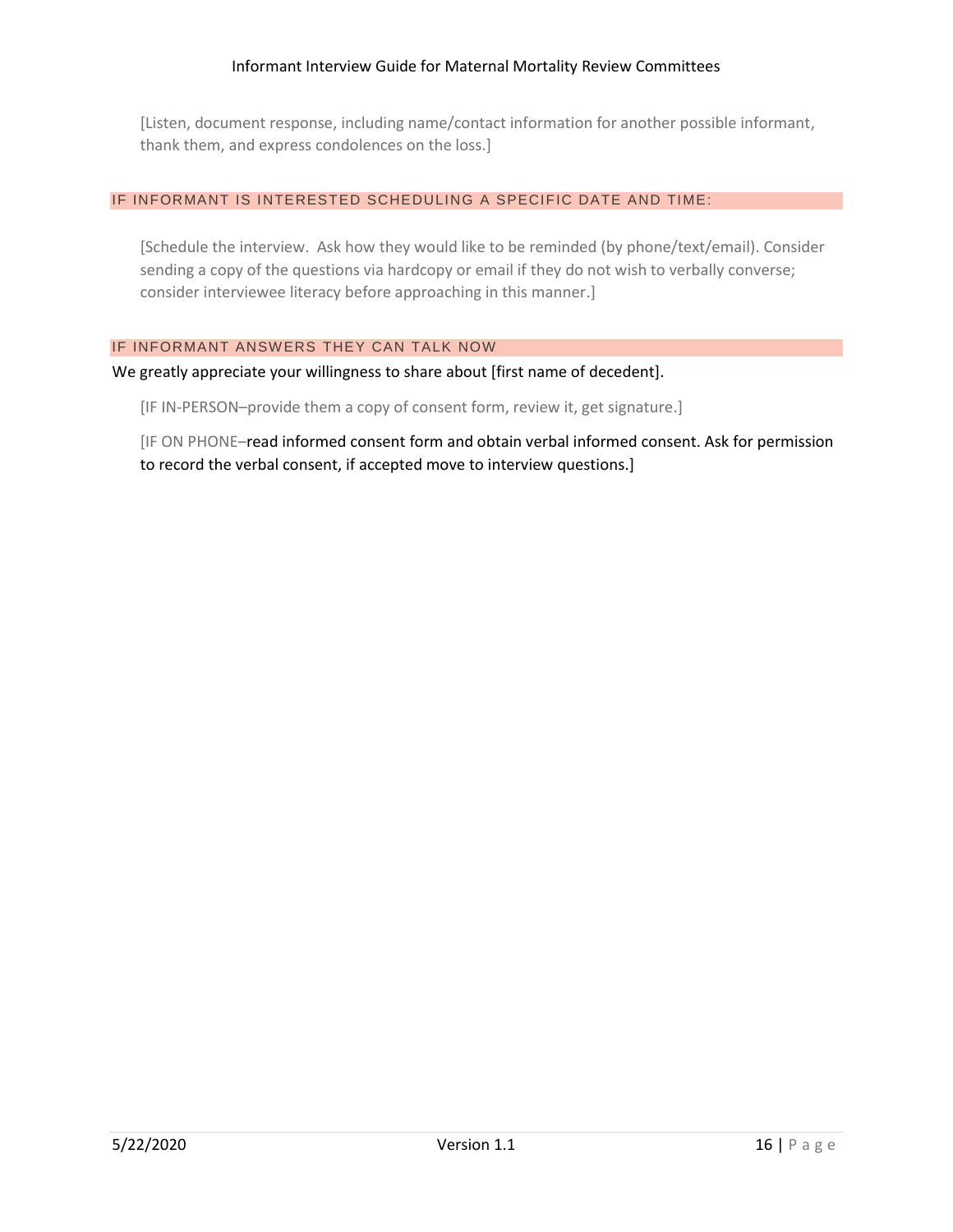[Listen, document response, including name/contact information for another possible informant, thank them, and express condolences on the loss.]

### IF INFORMANT IS INTERESTED SCHEDULING A SPECIFIC DATE AND TIME:

[Schedule the interview. Ask how they would like to be reminded (by phone/text/email). Consider sending a copy of the questions via hardcopy or email if they do not wish to verbally converse; consider interviewee literacy before approaching in this manner.]

### IF INFORMANT ANSWERS THEY CAN TALK NOW

We greatly appreciate your willingness to share about [first name of decedent].

[IF IN-PERSON–provide them a copy of consent form, review it, get signature.]

[IF ON PHONE–read informed consent form and obtain verbal informed consent. Ask for permission to record the verbal consent, if accepted move to interview questions.]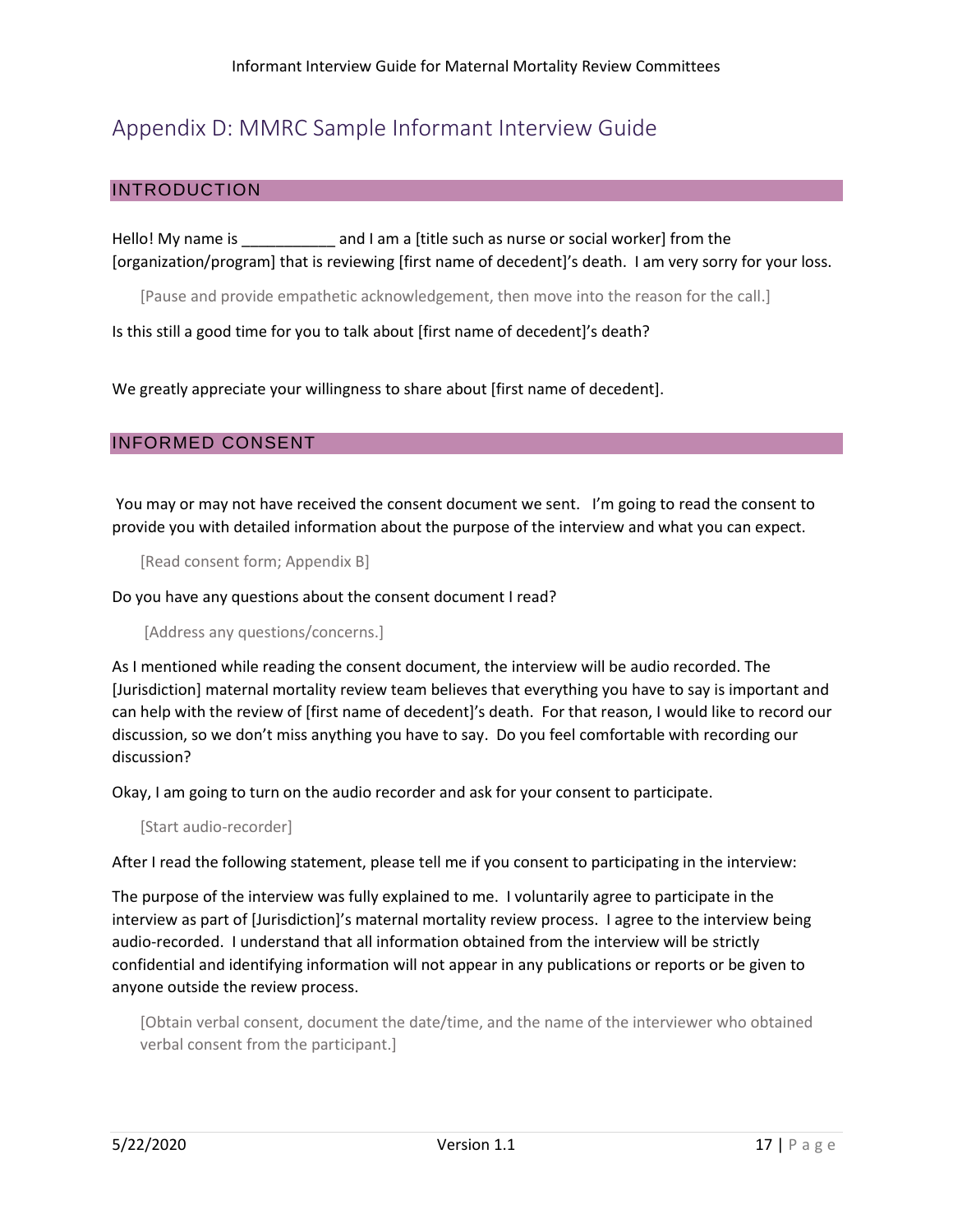# Appendix D: MMRC Sample Informant Interview Guide

## INTRODUCTION

Hello! My name is ___________ and I am a [title such as nurse or social worker] from the [organization/program] that is reviewing [first name of decedent]'s death. I am very sorry for your loss.

[Pause and provide empathetic acknowledgement, then move into the reason for the call.]

Is this still a good time for you to talk about [first name of decedent]'s death?

We greatly appreciate your willingness to share about [first name of decedent].

## INFORMED CONSENT

You may or may not have received the consent document we sent. I'm going to read the consent to provide you with detailed information about the purpose of the interview and what you can expect.

[Read consent form; Appendix B]

Do you have any questions about the consent document I read?

[Address any questions/concerns.]

As I mentioned while reading the consent document, the interview will be audio recorded. The [Jurisdiction] maternal mortality review team believes that everything you have to say is important and can help with the review of [first name of decedent]'s death. For that reason, I would like to record our discussion, so we don't miss anything you have to say. Do you feel comfortable with recording our discussion?

Okay, I am going to turn on the audio recorder and ask for your consent to participate.

[Start audio-recorder]

After I read the following statement, please tell me if you consent to participating in the interview:

The purpose of the interview was fully explained to me. I voluntarily agree to participate in the interview as part of [Jurisdiction]'s maternal mortality review process. I agree to the interview being audio-recorded. I understand that all information obtained from the interview will be strictly confidential and identifying information will not appear in any publications or reports or be given to anyone outside the review process.

[Obtain verbal consent, document the date/time, and the name of the interviewer who obtained verbal consent from the participant.]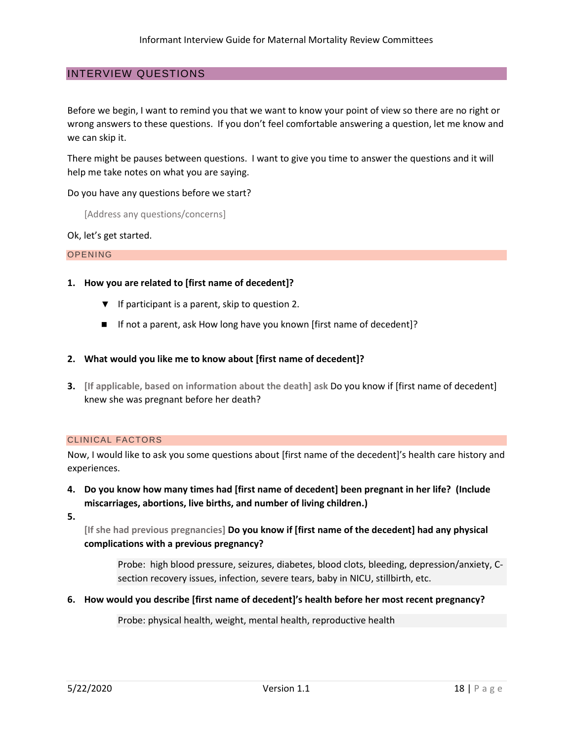## INTERVIEW QUESTIONS

Before we begin, I want to remind you that we want to know your point of view so there are no right or wrong answers to these questions. If you don't feel comfortable answering a question, let me know and we can skip it.

There might be pauses between questions. I want to give you time to answer the questions and it will help me take notes on what you are saying.

Do you have any questions before we start?

[Address any questions/concerns]

Ok, let's get started.

### OPENING

1. **How you are related to [first name of decedent]?**
   - ▼ If participant is a parent, skip to question 2.
   - ■ If not a parent, ask How long have you known [first name of decedent]?

2. **What would you like me to know about [first name of decedent]?**

3. **[If applicable, based on information about the death] ask** Do you know if [first name of decedent] knew she was pregnant before her death?

### CLINICAL FACTORS

Now, I would like to ask you some questions about [first name of the decedent]'s health care history and experiences.

4. **Do you know how many times had [first name of decedent] been pregnant in her life? (Include miscarriages, abortions, live births, and number of living children.)**

5. **[If she had previous pregnancies] Do you know if [first name of the decedent] had any physical complications with a previous pregnancy?**

   Probe: high blood pressure, seizures, diabetes, blood clots, bleeding, depression/anxiety, C-section recovery issues, infection, severe tears, baby in NICU, stillbirth, etc.

6. **How would you describe [first name of decedent]'s health before her most recent pregnancy?**

   Probe: physical health, weight, mental health, reproductive health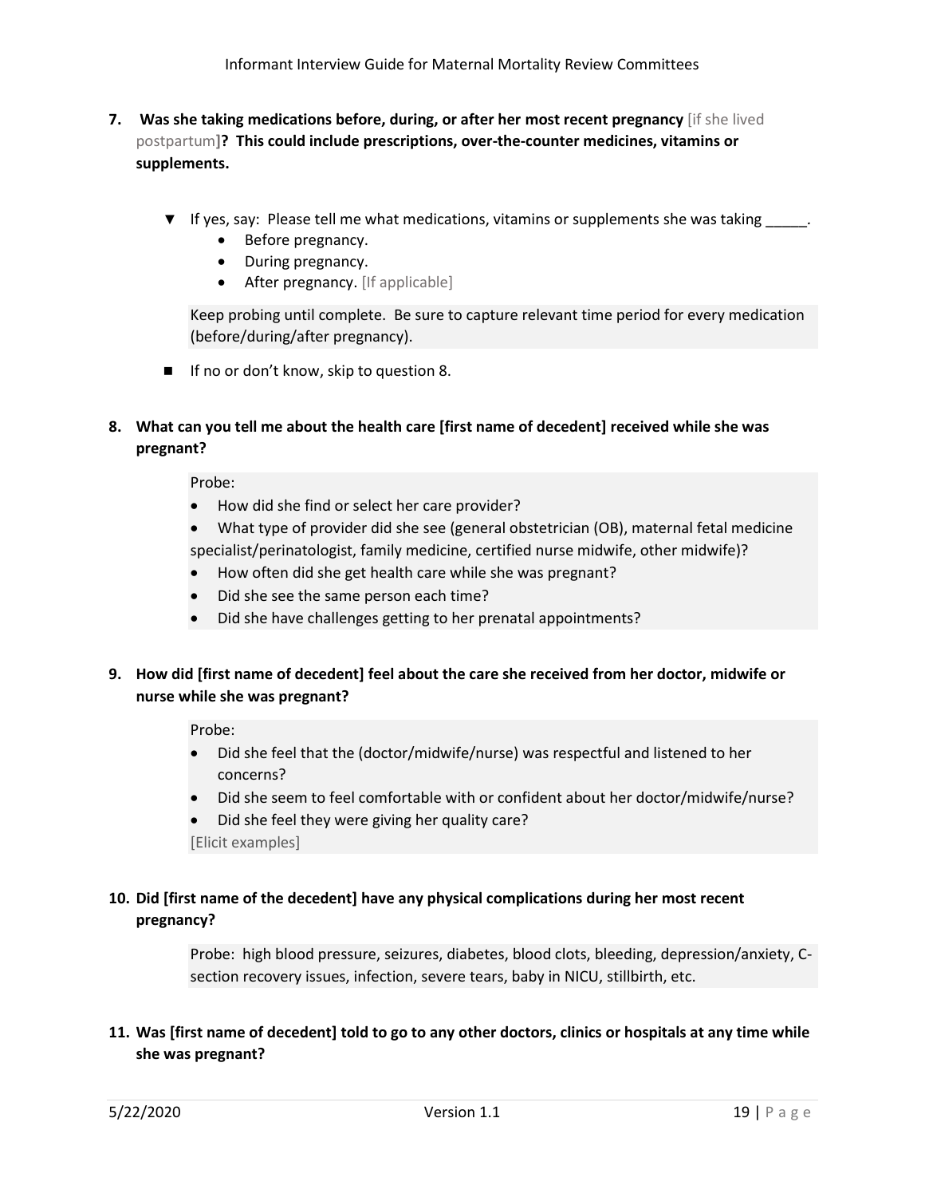**7. Was she taking medications before, during, or after her most recent pregnancy** [if she lived postpartum]**? This could include prescriptions, over-the-counter medicines, vitamins or supplements.**

- ▼ If yes, say: Please tell me what medications, vitamins or supplements she was taking _____.
  - Before pregnancy.
  - During pregnancy.
  - After pregnancy. [If applicable]

  Keep probing until complete. Be sure to capture relevant time period for every medication (before/during/after pregnancy).

- ■ If no or don't know, skip to question 8.

**8. What can you tell me about the health care [first name of decedent] received while she was pregnant?**

Probe:
- How did she find or select her care provider?
- What type of provider did she see (general obstetrician (OB), maternal fetal medicine specialist/perinatologist, family medicine, certified nurse midwife, other midwife)?
- How often did she get health care while she was pregnant?
- Did she see the same person each time?
- Did she have challenges getting to her prenatal appointments?

**9. How did [first name of decedent] feel about the care she received from her doctor, midwife or nurse while she was pregnant?**

Probe:
- Did she feel that the (doctor/midwife/nurse) was respectful and listened to her concerns?
- Did she seem to feel comfortable with or confident about her doctor/midwife/nurse?
- Did she feel they were giving her quality care?

[Elicit examples]

**10. Did [first name of the decedent] have any physical complications during her most recent pregnancy?**

Probe: high blood pressure, seizures, diabetes, blood clots, bleeding, depression/anxiety, C-section recovery issues, infection, severe tears, baby in NICU, stillbirth, etc.

**11. Was [first name of decedent] told to go to any other doctors, clinics or hospitals at any time while she was pregnant?**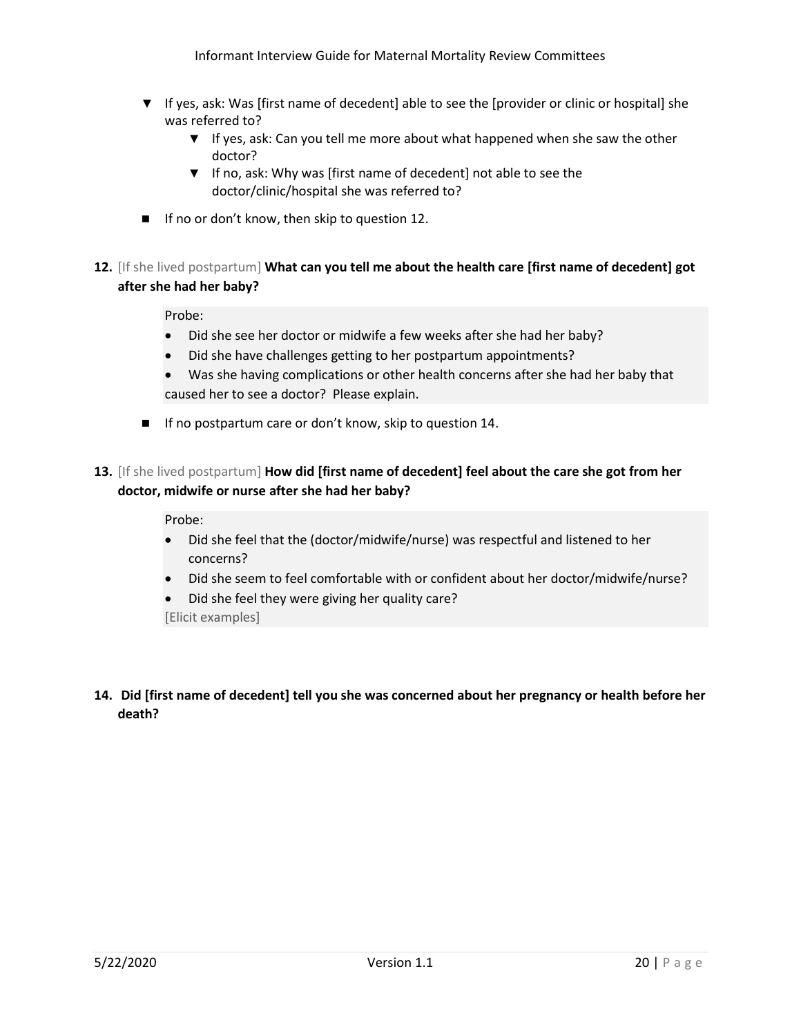- ▼ If yes, ask: Was [first name of decedent] able to see the [provider or clinic or hospital] she was referred to?
  - ▼ If yes, ask: Can you tell me more about what happened when she saw the other doctor?
  - ▼ If no, ask: Why was [first name of decedent] not able to see the doctor/clinic/hospital she was referred to?
- ■ If no or don't know, then skip to question 12.

**12.** [If she lived postpartum] **What can you tell me about the health care [first name of decedent] got after she had her baby?**

> Probe:
> - Did she see her doctor or midwife a few weeks after she had her baby?
> - Did she have challenges getting to her postpartum appointments?
> - Was she having complications or other health concerns after she had her baby that caused her to see a doctor? Please explain.

- ■ If no postpartum care or don't know, skip to question 14.

**13.** [If she lived postpartum] **How did [first name of decedent] feel about the care she got from her doctor, midwife or nurse after she had her baby?**

> Probe:
> - Did she feel that the (doctor/midwife/nurse) was respectful and listened to her concerns?
> - Did she seem to feel comfortable with or confident about her doctor/midwife/nurse?
> - Did she feel they were giving her quality care?
>
> [Elicit examples]

**14. Did [first name of decedent] tell you she was concerned about her pregnancy or health before her death?**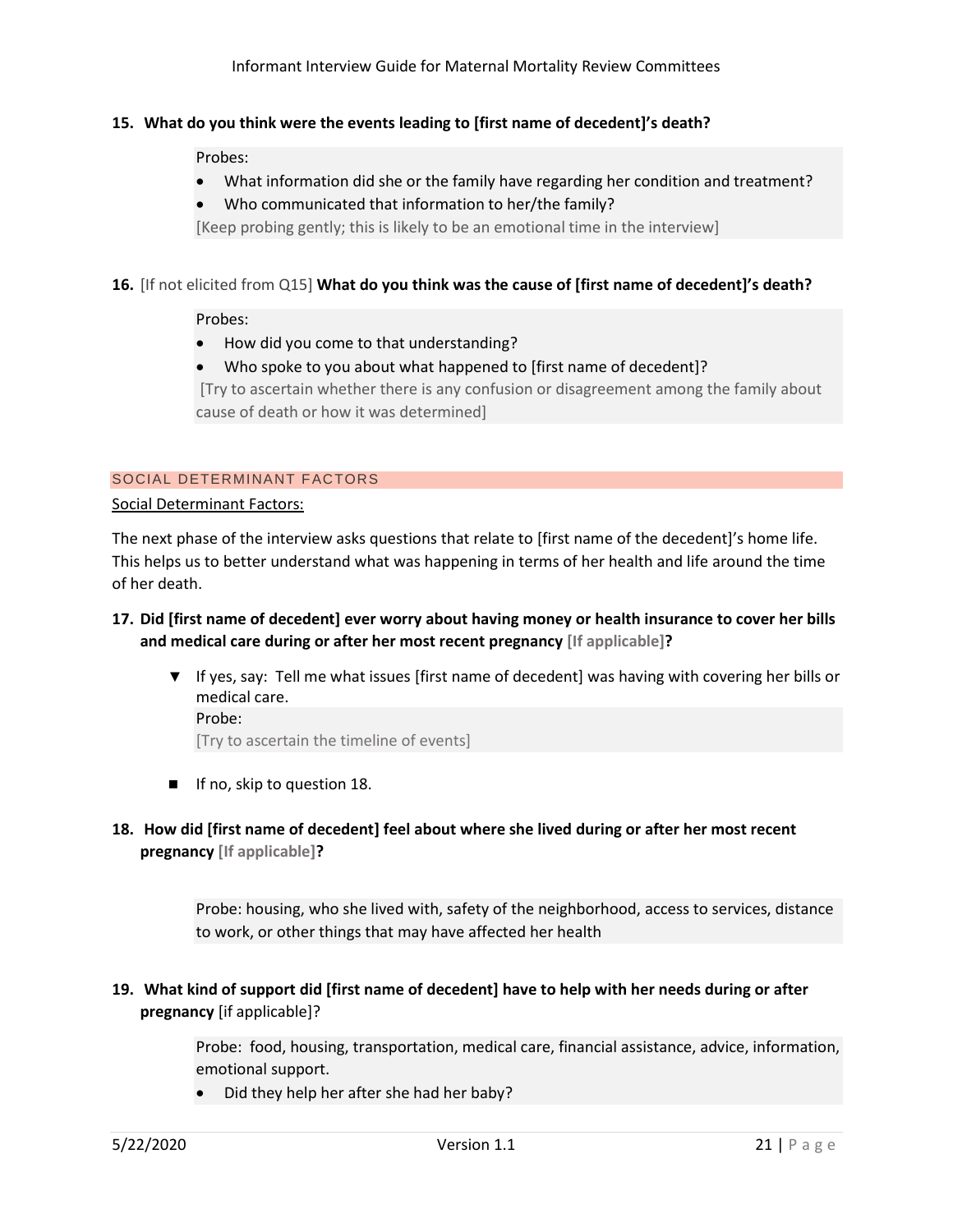**15. What do you think were the events leading to [first name of decedent]'s death?**

> Probes:
> - What information did she or the family have regarding her condition and treatment?
> - Who communicated that information to her/the family?
>
> [Keep probing gently; this is likely to be an emotional time in the interview]

**16.** [If not elicited from Q15] **What do you think was the cause of [first name of decedent]'s death?**

> Probes:
> - How did you come to that understanding?
> - Who spoke to you about what happened to [first name of decedent]?
>
> [Try to ascertain whether there is any confusion or disagreement among the family about cause of death or how it was determined]

## SOCIAL DETERMINANT FACTORS

Social Determinant Factors:

The next phase of the interview asks questions that relate to [first name of the decedent]'s home life. This helps us to better understand what was happening in terms of her health and life around the time of her death.

**17. Did [first name of decedent] ever worry about having money or health insurance to cover her bills and medical care during or after her most recent pregnancy [If applicable]?**

- ▼ If yes, say: Tell me what issues [first name of decedent] was having with covering her bills or medical care.

  > Probe:
  > [Try to ascertain the timeline of events]

- ■ If no, skip to question 18.

**18. How did [first name of decedent] feel about where she lived during or after her most recent pregnancy [If applicable]?**

> Probe: housing, who she lived with, safety of the neighborhood, access to services, distance to work, or other things that may have affected her health

**19. What kind of support did [first name of decedent] have to help with her needs during or after pregnancy** [if applicable]?

> Probe: food, housing, transportation, medical care, financial assistance, advice, information, emotional support.
> - Did they help her after she had her baby?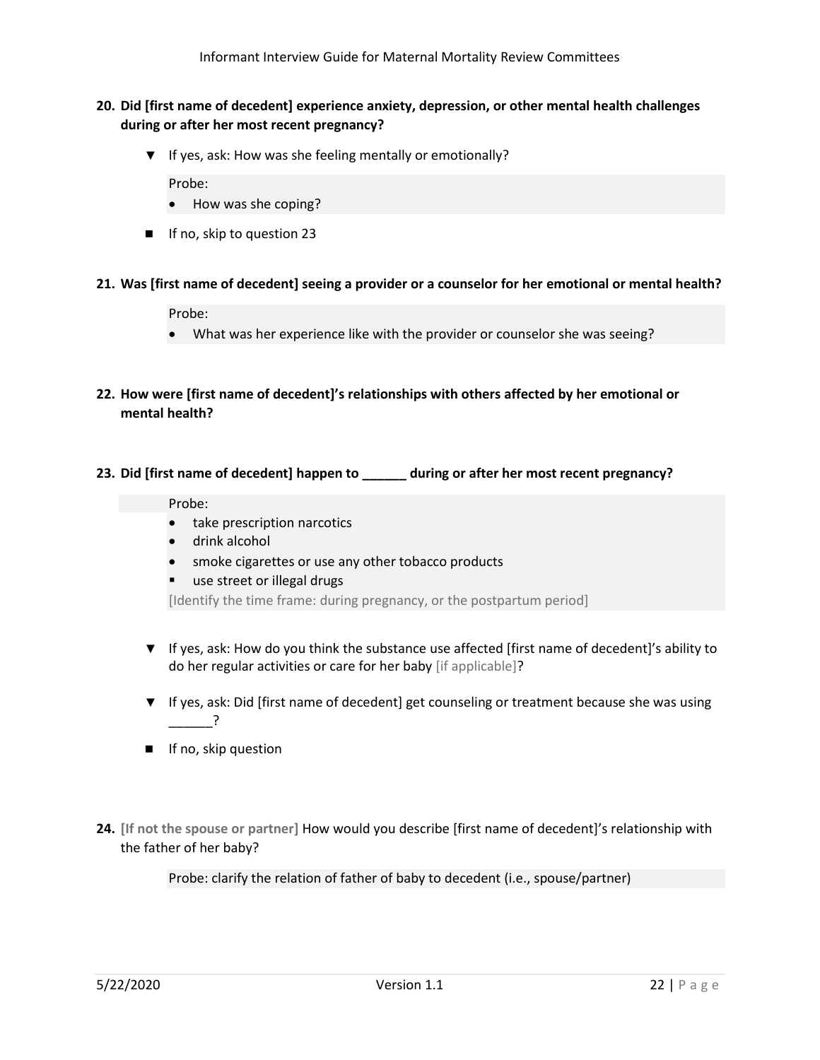**20. Did [first name of decedent] experience anxiety, depression, or other mental health challenges during or after her most recent pregnancy?**

- ▼ If yes, ask: How was she feeling mentally or emotionally?

  Probe:
  - How was she coping?

- ■ If no, skip to question 23

**21. Was [first name of decedent] seeing a provider or a counselor for her emotional or mental health?**

Probe:
- What was her experience like with the provider or counselor she was seeing?

**22. How were [first name of decedent]'s relationships with others affected by her emotional or mental health?**

**23. Did [first name of decedent] happen to ______ during or after her most recent pregnancy?**

Probe:
- take prescription narcotics
- drink alcohol
- smoke cigarettes or use any other tobacco products
- use street or illegal drugs

[Identify the time frame: during pregnancy, or the postpartum period]

- ▼ If yes, ask: How do you think the substance use affected [first name of decedent]'s ability to do her regular activities or care for her baby [if applicable]?
- ▼ If yes, ask: Did [first name of decedent] get counseling or treatment because she was using ______?
- ■ If no, skip question

**24.** [If not the spouse or partner] How would you describe [first name of decedent]'s relationship with the father of her baby?

Probe: clarify the relation of father of baby to decedent (i.e., spouse/partner)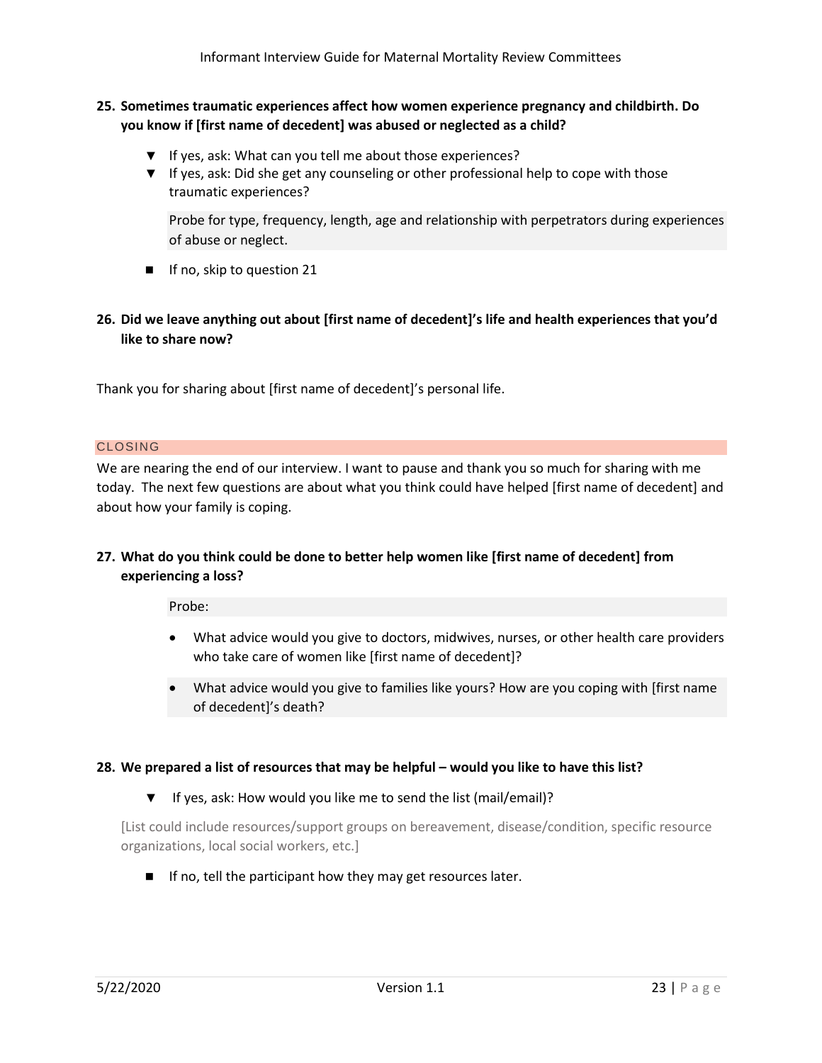**25. Sometimes traumatic experiences affect how women experience pregnancy and childbirth. Do you know if [first name of decedent] was abused or neglected as a child?**

- ▼ If yes, ask: What can you tell me about those experiences?
- ▼ If yes, ask: Did she get any counseling or other professional help to cope with those traumatic experiences?

  Probe for type, frequency, length, age and relationship with perpetrators during experiences of abuse or neglect.

- ■ If no, skip to question 21

**26. Did we leave anything out about [first name of decedent]'s life and health experiences that you'd like to share now?**

Thank you for sharing about [first name of decedent]'s personal life.

## CLOSING

We are nearing the end of our interview. I want to pause and thank you so much for sharing with me today. The next few questions are about what you think could have helped [first name of decedent] and about how your family is coping.

**27. What do you think could be done to better help women like [first name of decedent] from experiencing a loss?**

Probe:

- What advice would you give to doctors, midwives, nurses, or other health care providers who take care of women like [first name of decedent]?
- What advice would you give to families like yours? How are you coping with [first name of decedent]'s death?

**28. We prepared a list of resources that may be helpful – would you like to have this list?**

- ▼ If yes, ask: How would you like me to send the list (mail/email)?

[List could include resources/support groups on bereavement, disease/condition, specific resource organizations, local social workers, etc.]

- ■ If no, tell the participant how they may get resources later.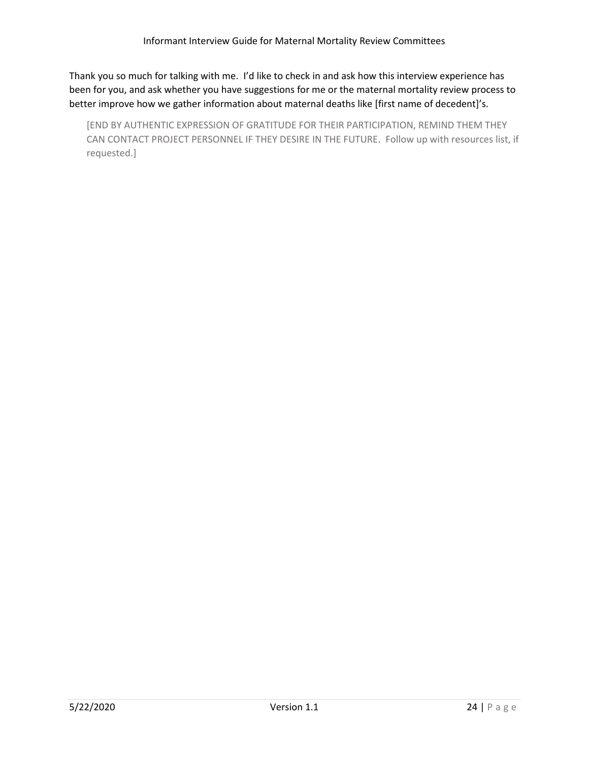Thank you so much for talking with me. I'd like to check in and ask how this interview experience has been for you, and ask whether you have suggestions for me or the maternal mortality review process to better improve how we gather information about maternal deaths like [first name of decedent]'s.

[END BY AUTHENTIC EXPRESSION OF GRATITUDE FOR THEIR PARTICIPATION, REMIND THEM THEY CAN CONTACT PROJECT PERSONNEL IF THEY DESIRE IN THE FUTURE. Follow up with resources list, if requested.]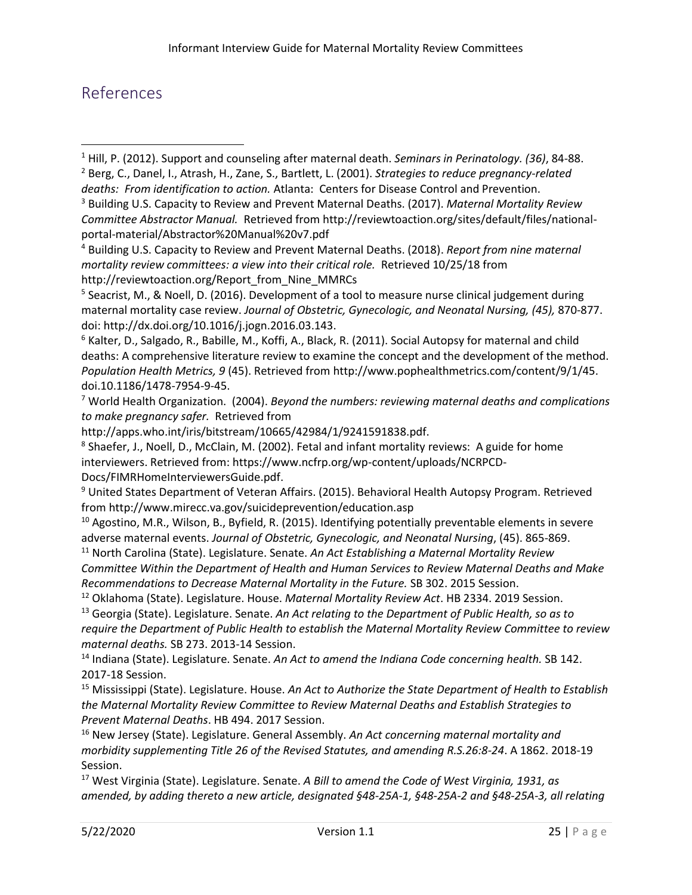## References

[1] Hill, P. (2012). Support and counseling after maternal death. *Seminars in Perinatology. (36)*, 84-88.

[2] Berg, C., Danel, I., Atrash, H., Zane, S., Bartlett, L. (2001). *Strategies to reduce pregnancy-related deaths: From identification to action.* Atlanta: Centers for Disease Control and Prevention.

[3] Building U.S. Capacity to Review and Prevent Maternal Deaths. (2017). *Maternal Mortality Review Committee Abstractor Manual.* Retrieved from http://reviewtoaction.org/sites/default/files/national-portal-material/Abstractor%20Manual%20v7.pdf

[4] Building U.S. Capacity to Review and Prevent Maternal Deaths. (2018). *Report from nine maternal mortality review committees: a view into their critical role.* Retrieved 10/25/18 from http://reviewtoaction.org/Report_from_Nine_MMRCs

[5] Seacrist, M., & Noell, D. (2016). Development of a tool to measure nurse clinical judgement during maternal mortality case review. *Journal of Obstetric, Gynecologic, and Neonatal Nursing, (45),* 870-877. doi: http://dx.doi.org/10.1016/j.jogn.2016.03.143.

[6] Kalter, D., Salgado, R., Babille, M., Koffi, A., Black, R. (2011). Social Autopsy for maternal and child deaths: A comprehensive literature review to examine the concept and the development of the method. *Population Health Metrics, 9* (45). Retrieved from http://www.pophealthmetrics.com/content/9/1/45. doi.10.1186/1478-7954-9-45.

[7] World Health Organization. (2004). *Beyond the numbers: reviewing maternal deaths and complications to make pregnancy safer.* Retrieved from http://apps.who.int/iris/bitstream/10665/42984/1/9241591838.pdf.

[8] Shaefer, J., Noell, D., McClain, M. (2002). Fetal and infant mortality reviews: A guide for home interviewers. Retrieved from: https://www.ncfrp.org/wp-content/uploads/NCRPCD-Docs/FIMRHomeInterviewersGuide.pdf.

[9] United States Department of Veteran Affairs. (2015). Behavioral Health Autopsy Program. Retrieved from http://www.mirecc.va.gov/suicideprevention/education.asp

[10] Agostino, M.R., Wilson, B., Byfield, R. (2015). Identifying potentially preventable elements in severe adverse maternal events. *Journal of Obstetric, Gynecologic, and Neonatal Nursing*, (45). 865-869.

[11] North Carolina (State). Legislature. Senate. *An Act Establishing a Maternal Mortality Review Committee Within the Department of Health and Human Services to Review Maternal Deaths and Make Recommendations to Decrease Maternal Mortality in the Future.* SB 302. 2015 Session.

[12] Oklahoma (State). Legislature. House. *Maternal Mortality Review Act*. HB 2334. 2019 Session.

[13] Georgia (State). Legislature. Senate. *An Act relating to the Department of Public Health, so as to require the Department of Public Health to establish the Maternal Mortality Review Committee to review maternal deaths.* SB 273. 2013-14 Session.

[14] Indiana (State). Legislature. Senate. *An Act to amend the Indiana Code concerning health.* SB 142. 2017-18 Session.

[15] Mississippi (State). Legislature. House. *An Act to Authorize the State Department of Health to Establish the Maternal Mortality Review Committee to Review Maternal Deaths and Establish Strategies to Prevent Maternal Deaths*. HB 494. 2017 Session.

[16] New Jersey (State). Legislature. General Assembly. *An Act concerning maternal mortality and morbidity supplementing Title 26 of the Revised Statutes, and amending R.S.26:8-24*. A 1862. 2018-19 Session.

[17] West Virginia (State). Legislature. Senate. *A Bill to amend the Code of West Virginia, 1931, as amended, by adding thereto a new article, designated §48-25A-1, §48-25A-2 and §48-25A-3, all relating*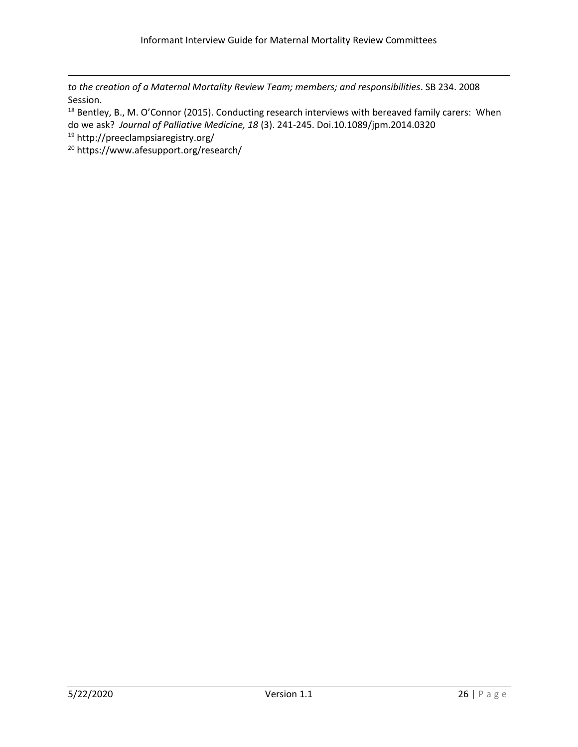*to the creation of a Maternal Mortality Review Team; members; and responsibilities*. SB 234. 2008 Session.

[18] Bentley, B., M. O'Connor (2015). Conducting research interviews with bereaved family carers: When do we ask? *Journal of Palliative Medicine, 18* (3). 241-245. Doi.10.1089/jpm.2014.0320

[19] http://preeclampsiaregistry.org/

[20] https://www.afesupport.org/research/